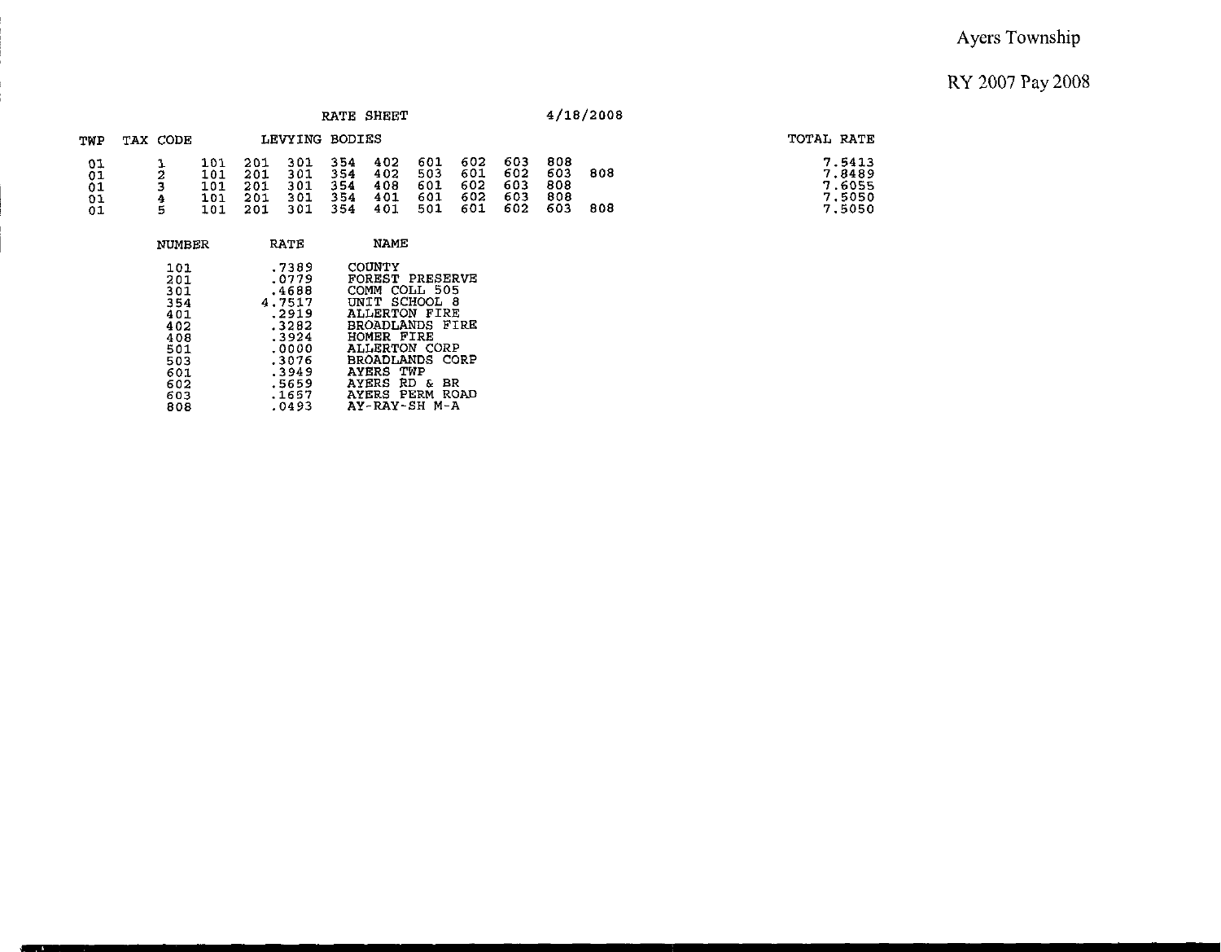Ayers Township

RY 2007 Pay 2008

RATE SHEET 4/18/2008

| TWP | TAX CODE | LEVYING BODIES | | | | | | | | | | TOTAL RATE |
|---|---|---|---|---|---|---|---|---|---|---|---|---|
| 01 | 1 | 101 | 201 | 301 | 354 | 402 | 601 | 602 | 603 | 808 | | 7.5413 |
| 01 | 2 | 101 | 201 | 301 | 354 | 402 | 503 | 601 | 602 | 603 | 808 | 7.8489 |
| 01 | 3 | 101 | 201 | 301 | 354 | 408 | 601 | 602 | 603 | 808 | | 7.6055 |
| 01 | 4 | 101 | 201 | 301 | 354 | 401 | 601 | 602 | 603 | 808 | | 7.5050 |
| 01 | 5 | 101 | 201 | 301 | 354 | 401 | 501 | 601 | 602 | 603 | 808 | 7.5050 |

| NUMBER | RATE | NAME |
|---|---|---|
| 101 | .7389 | COUNTY |
| 201 | .0779 | FOREST PRESERVE |
| 301 | .4688 | COMM COLL 505 |
| 354 | 4.7517 | UNIT SCHOOL 8 |
| 401 | .2919 | ALLERTON FIRE |
| 402 | .3282 | BROADLANDS FIRE |
| 408 | .3924 | HOMER FIRE |
| 501 | .0000 | ALLERTON CORP |
| 503 | .3076 | BROADLANDS CORP |
| 601 | .3949 | AYERS TWP |
| 602 | .5659 | AYERS RD & BR |
| 603 | .1657 | AYERS PERM ROAD |
| 808 | .0493 | AY-RAY-SH M-A |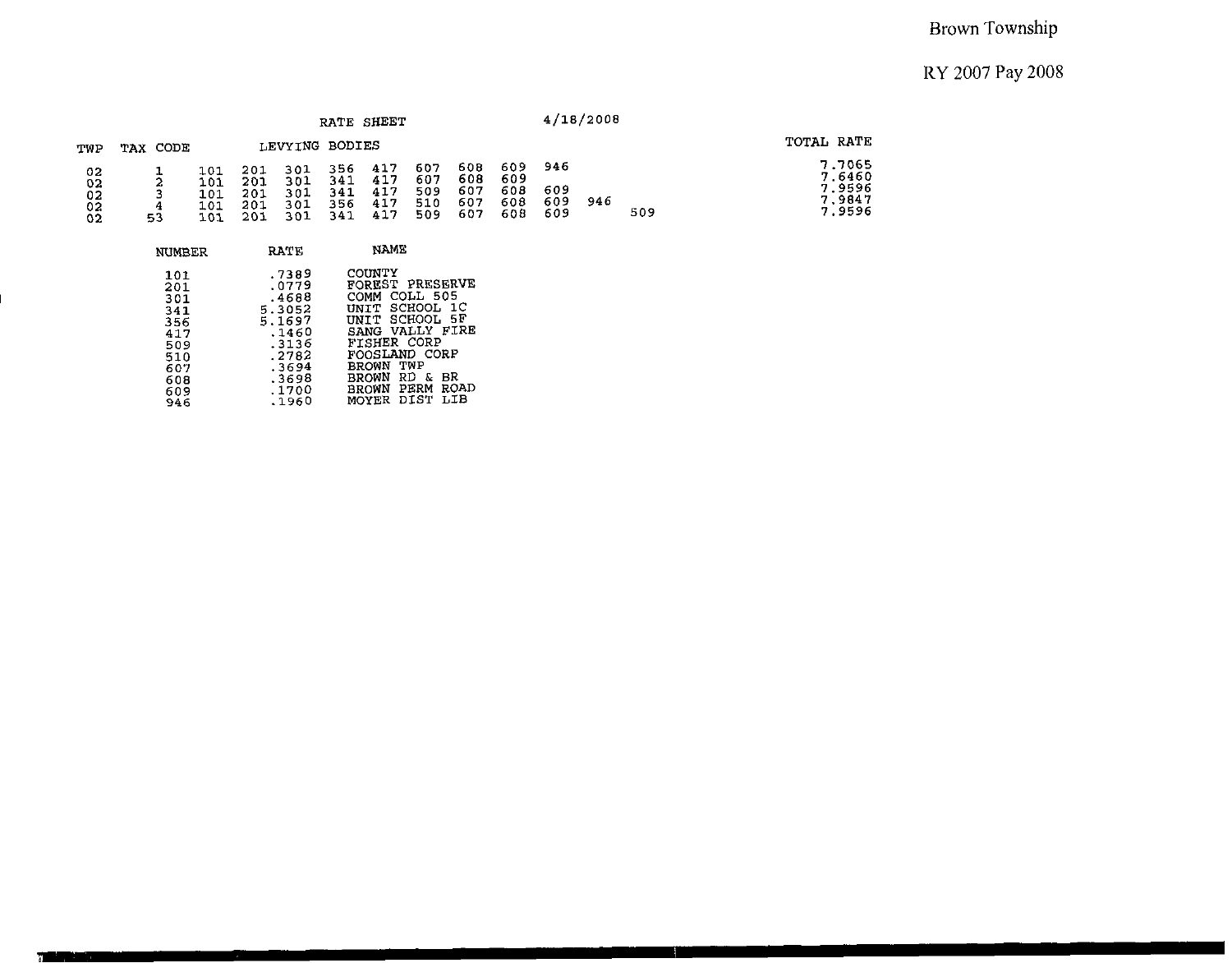# Brown Township

RY 2007 Pay 2008

RATE SHEET 4/18/2008

| TWP | TAX CODE | LEVYING BODIES | | | | | | | | | | | TOTAL RATE |
|---|---|---|---|---|---|---|---|---|---|---|---|---|---|
| 02 | 1 | 101 | 201 | 301 | 356 | 417 | 607 | 608 | 609 | 946 | | | 7.7065 |
| 02 | 2 | 101 | 201 | 301 | 341 | 417 | 607 | 608 | 609 | | | | 7.6460 |
| 02 | 3 | 101 | 201 | 301 | 341 | 417 | 509 | 607 | 608 | 609 | | | 7.9596 |
| 02 | 4 | 101 | 201 | 301 | 356 | 417 | 510 | 607 | 608 | 609 | 946 | | 7.9847 |
| 02 | 53 | 101 | 201 | 301 | 341 | 417 | 509 | 607 | 608 | 609 | | 509 | 7.9596 |

| NUMBER | RATE | NAME |
|---|---|---|
| 101 | .7389 | COUNTY |
| 201 | .0779 | FOREST PRESERVE |
| 301 | .4688 | COMM COLL 505 |
| 341 | 5.3052 | UNIT SCHOOL 1C |
| 356 | 5.1697 | UNIT SCHOOL 5F |
| 417 | .1460 | SANG VALLY FIRE |
| 509 | .3136 | FISHER CORP |
| 510 | .2782 | FOOSLAND CORP |
| 607 | .3694 | BROWN TWP |
| 608 | .3698 | BROWN RD & BR |
| 609 | .1700 | BROWN PERM ROAD |
| 946 | .1960 | MOYER DIST LIB |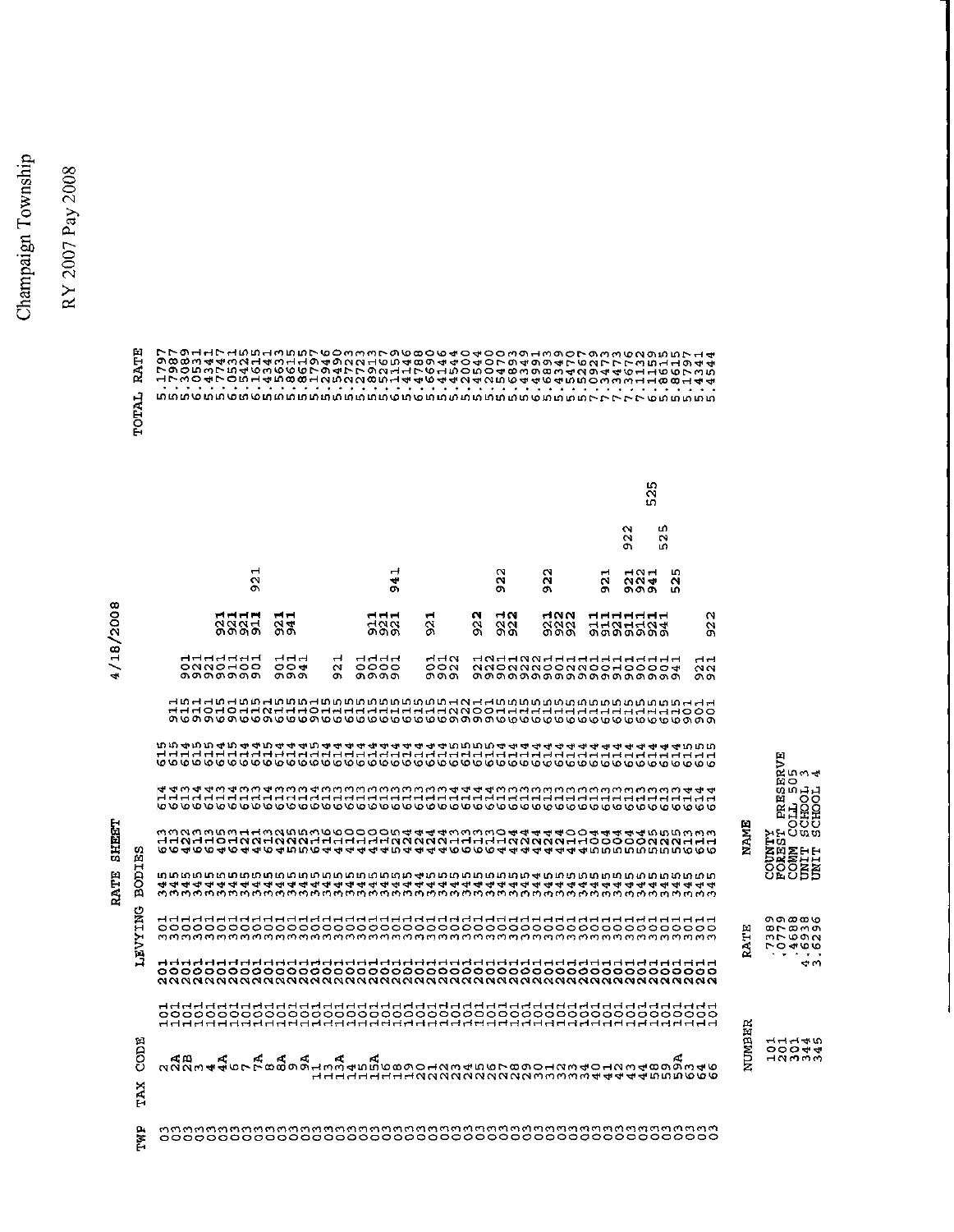Champaign Township

RY 2007 Pay 2008

# RATE SHEET

4/18/2008

| TWP | TAX CODE | LEVYING BODIES | | | | | | | | | | | | TOTAL RATE |
|---|---|---|---|---|---|---|---|---|---|---|---|---|---|---|
| 03 | 2 | 101 | 201 | 301 | 345 | 613 | 614 | 615 | | | | | | 5.1797 |
| 03 | 2A | 101 | 201 | 301 | 345 | 613 | 614 | 615 | 911 | | | | | 5.7987 |
| 03 | 2B | 101 | 201 | 301 | 345 | 422 | 613 | 614 | 615 | 901 | | | | 5.3089 |
| 03 | 3 | 101 | 201 | 301 | 345 | 613 | 614 | 615 | 911 | 921 | | | | 6.0531 |
| 03 | 4 | 101 | 201 | 301 | 345 | 613 | 614 | 615 | 901 | 921 | | | | 5.4341 |
| 03 | 4A | 101 | 201 | 301 | 345 | 405 | 613 | 614 | 615 | 901 | 921 | | | 5.7747 |
| 03 | 6 | 101 | 201 | 301 | 345 | 613 | 614 | 615 | 901 | 911 | 921 | | | 6.0531 |
| 03 | 7 | 101 | 201 | 301 | 345 | 421 | 613 | 614 | 615 | 901 | 921 | | | 5.5425 |
| 03 | 7A | 101 | 201 | 301 | 345 | 421 | 613 | 614 | 615 | 901 | 911 | 921 | | 6.1615 |
| 03 | 8 | 101 | 201 | 301 | 345 | 613 | 614 | 615 | 901 | 921 | | | | 5.4341 |
| 03 | 8A | 101 | 201 | 301 | 345 | 422 | 613 | 614 | 615 | 901 | 921 | | | 5.5633 |
| 03 | 9 | 101 | 201 | 301 | 345 | 525 | 613 | 614 | 615 | 901 | 941 | | | 5.8615 |
| 03 | 9A | 101 | 201 | 301 | 345 | 525 | 613 | 614 | 615 | 941 | | | | 5.8615 |
| 03 | 11 | 101 | 201 | 301 | 345 | 613 | 614 | 615 | 901 | | | | | 5.1797 |
| 03 | 13 | 101 | 201 | 301 | 345 | 416 | 613 | 614 | 615 | 901 | | | | 5.2946 |
| 03 | 13A | 101 | 201 | 301 | 345 | 416 | 613 | 614 | 615 | 921 | | | | 5.5490 |
| 03 | 14 | 101 | 201 | 301 | 345 | 410 | 613 | 614 | 615 | 901 | | | | 5.2723 |
| 03 | 15 | 101 | 201 | 301 | 345 | 410 | 613 | 614 | 615 | 901 | | | | 5.2723 |
| 03 | 15A | 101 | 201 | 301 | 345 | 410 | 613 | 614 | 615 | 901 | 911 | | | 5.8913 |
| 03 | 16 | 101 | 201 | 301 | 345 | 410 | 613 | 614 | 615 | 901 | 921 | | | 5.5267 |
| 03 | 18 | 101 | 201 | 301 | 345 | 525 | 613 | 614 | 615 | 901 | 921 | 941 | | 6.1159 |
| 03 | 19 | 101 | 201 | 302 | 345 | 424 | 613 | 614 | 615 | 901 | | | | 5.4146 |
| 03 | 20 | 101 | 201 | 301 | 344 | 424 | 613 | 614 | 615 | 901 | | | | 6.4788 |
| 03 | 21 | 101 | 201 | 301 | 345 | 424 | 613 | 614 | 615 | 901 | 921 | | | 5.6690 |
| 03 | 22 | 101 | 201 | 301 | 345 | 424 | 613 | 614 | 615 | 901 | | | | 5.4146 |
| 03 | 23 | 101 | 201 | 302 | 345 | 613 | 614 | 615 | 901 | 921 | 922 | | | 5.4544 |
| 03 | 24 | 101 | 201 | 301 | 345 | 613 | 614 | 615 | 901 | 922 | | | | 5.2000 |
| 03 | 25 | 101 | 201 | 301 | 345 | 613 | 614 | 615 | 901 | 921 | 922 | | | 5.4544 |
| 03 | 26 | 101 | 201 | 301 | 345 | 613 | 614 | 615 | 901 | 922 | | | | 5.2000 |
| 03 | 27 | 101 | 201 | 301 | 345 | 410 | 613 | 614 | 615 | 901 | 921 | 922 | | 5.5470 |
| 03 | 28 | 101 | 201 | 301 | 345 | 424 | 613 | 614 | 615 | 901 | 921 | 922 | | 5.6893 |
| 03 | 29 | 101 | 201 | 301 | 345 | 424 | 613 | 614 | 615 | 901 | 922 | | | 5.4349 |
| 03 | 30 | 101 | 201 | 301 | 344 | 424 | 613 | 614 | 615 | 901 | 922 | | | 6.4991 |
| 03 | 31 | 101 | 201 | 301 | 345 | 424 | 613 | 614 | 615 | 901 | 921 | 922 | | 5.6893 |
| 03 | 32 | 101 | 201 | 301 | 345 | 424 | 613 | 614 | 615 | 901 | 922 | | | 5.4349 |
| 03 | 33 | 101 | 201 | 301 | 345 | 410 | 613 | 614 | 615 | 901 | 921 | 922 | | 5.5470 |
| 03 | 34 | 101 | 201 | 301 | 345 | 410 | 613 | 614 | 615 | 901 | 921 | | | 5.5267 |
| 03 | 40 | 101 | 201 | 301 | 345 | 504 | 613 | 614 | 615 | 901 | 911 | | | 7.0929 |
| 03 | 41 | 101 | 201 | 301 | 345 | 504 | 613 | 614 | 615 | 901 | 911 | 921 | | 7.3473 |
| 03 | 42 | 101 | 201 | 301 | 345 | 504 | 613 | 614 | 615 | 901 | 911 | 941 | | 7.3473 |
| 03 | 43 | 101 | 201 | 301 | 345 | 504 | 613 | 614 | 615 | 901 | 911 | 921 | 922 | 7.3676 |
| 03 | 44 | 101 | 201 | 301 | 345 | 504 | 613 | 614 | 615 | 901 | 911 | 922 | | 7.1132 |
| 03 | 58 | 101 | 201 | 301 | 345 | 525 | 613 | 614 | 615 | 901 | 921 | 941 | | 6.1159 |
| 03 | 59 | 101 | 201 | 301 | 345 | 525 | 613 | 614 | 615 | 901 | 941 | | | 5.8615 |
| 03 | 59A | 101 | 201 | 301 | 345 | 525 | 613 | 614 | 615 | 941 | | | | 5.8615 |
| 03 | 63 | 101 | 201 | 301 | 345 | 613 | 614 | 615 | 901 | | | | | 5.1797 |
| 03 | 64 | 101 | 201 | 301 | 345 | 613 | 614 | 615 | 901 | 921 | | | | 5.4341 |
| 03 | 66 | 101 | 201 | 301 | 345 | 613 | 614 | 615 | 901 | 921 | 922 | | | 5.4544 |

| NUMBER | RATE | NAME |
|---|---|---|
| 101 | .7389 | COUNTY |
| 201 | .0779 | FOREST PRESERVE |
| 301 | .4688 | COMM COLL 505 |
| 344 | 4.6938 | UNIT SCHOOL 3 |
| 345 | 3.6296 | UNIT SCHOOL 4 |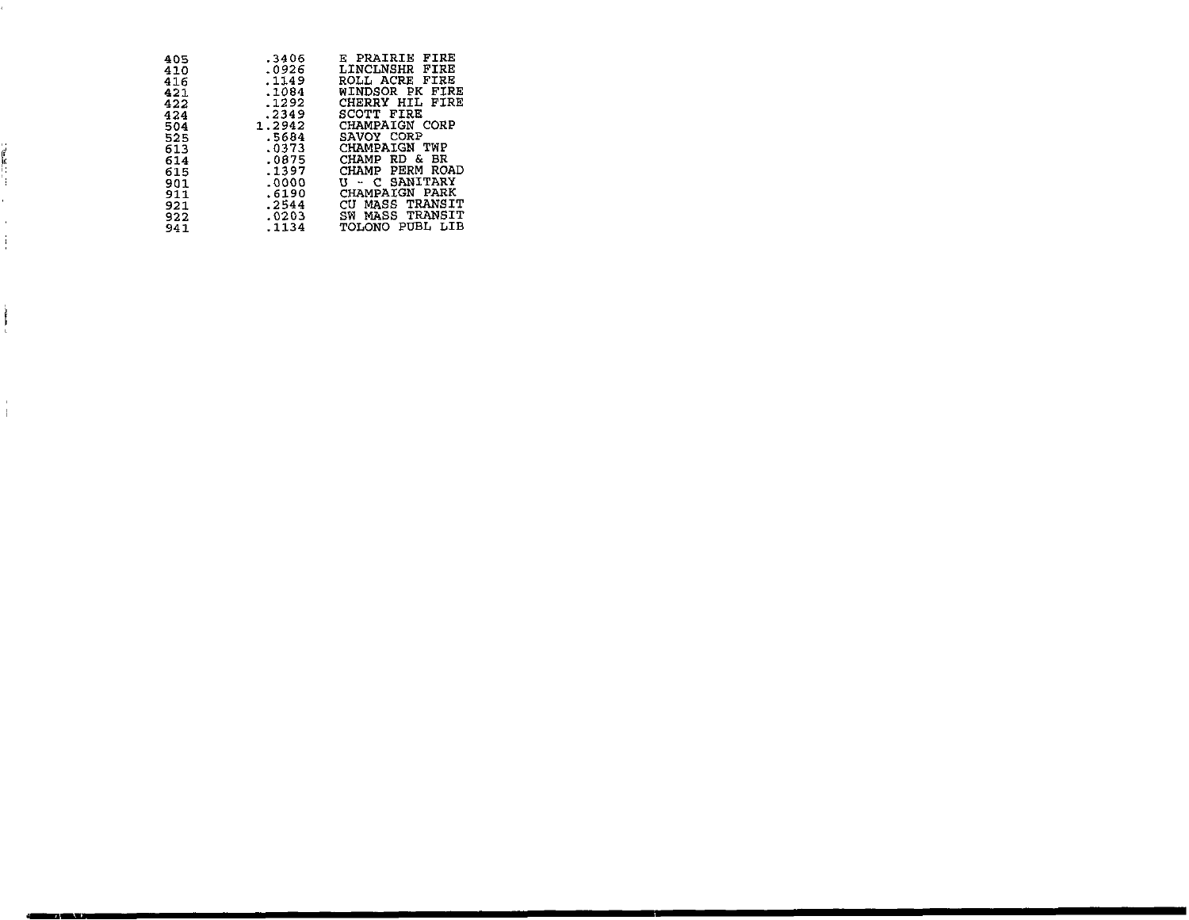| | | |
|---|---|---|
| 405 | .3406 | E PRAIRIE FIRE |
| 410 | .0926 | LINCLNSHR FIRE |
| 416 | .1149 | ROLL ACRE FIRE |
| 421 | .1084 | WINDSOR PK FIRE |
| 422 | .1292 | CHERRY HIL FIRE |
| 424 | .2349 | SCOTT FIRE |
| 504 | 1.2942 | CHAMPAIGN CORP |
| 525 | .5684 | SAVOY CORP |
| 613 | .0373 | CHAMPAIGN TWP |
| 614 | .0875 | CHAMP RD & BR |
| 615 | .1397 | CHAMP PERM ROAD |
| 901 | .0000 | U - C SANITARY |
| 911 | .6190 | CHAMPAIGN PARK |
| 921 | .2544 | CU MASS TRANSIT |
| 922 | .0203 | SW MASS TRANSIT |
| 941 | .1134 | TOLONO PUBL LIB |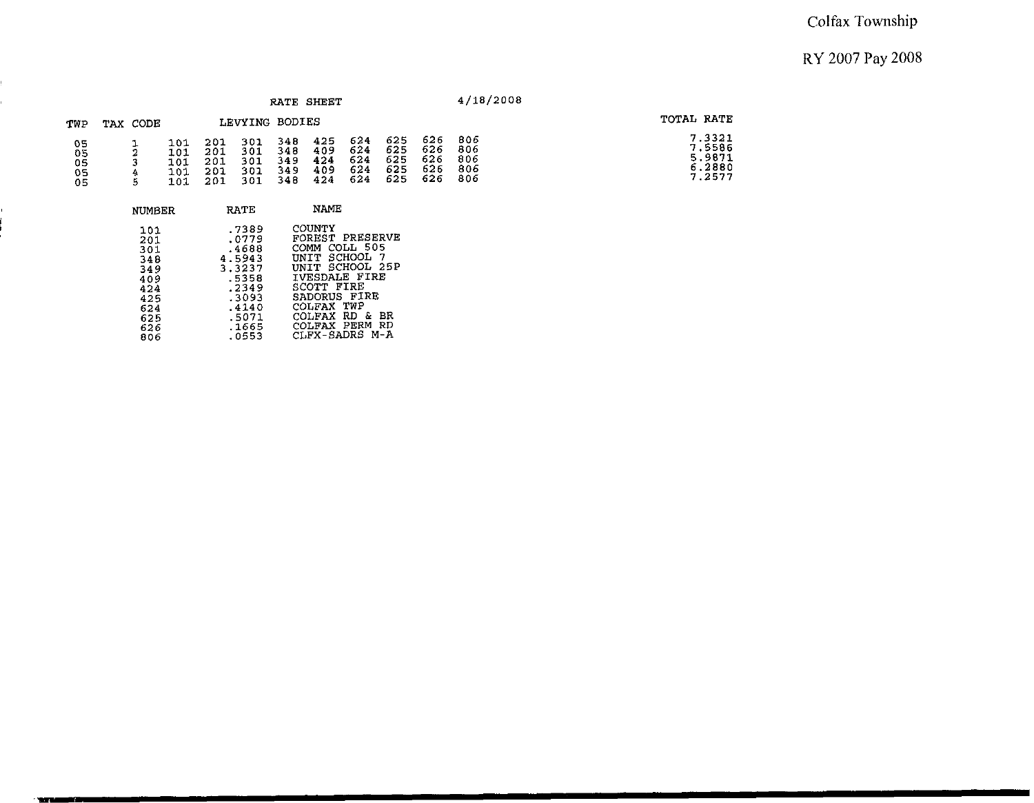Colfax Township

RY 2007 Pay 2008

RATE SHEET 4/18/2008

| TWP | TAX CODE | LEVYING BODIES | | | | | | | | | TOTAL RATE |
|---|---|---|---|---|---|---|---|---|---|---|---|
| 05 | 1 | 101 | 201 | 301 | 348 | 425 | 624 | 625 | 626 | 806 | 7.3321 |
| 05 | 2 | 101 | 201 | 301 | 348 | 409 | 624 | 625 | 626 | 806 | 7.5586 |
| 05 | 3 | 101 | 201 | 301 | 349 | 424 | 624 | 625 | 626 | 806 | 5.9871 |
| 05 | 4 | 101 | 201 | 301 | 349 | 409 | 624 | 625 | 626 | 806 | 6.2880 |
| 05 | 5 | 101 | 201 | 301 | 348 | 424 | 624 | 625 | 626 | 806 | 7.2577 |

| NUMBER | RATE | NAME |
|---|---|---|
| 101 | .7389 | COUNTY |
| 201 | .0779 | FOREST PRESERVE |
| 301 | .4688 | COMM COLL 505 |
| 348 | 4.5943 | UNIT SCHOOL 7 |
| 349 | 3.3237 | UNIT SCHOOL 25P |
| 409 | .5358 | IVESDALE FIRE |
| 424 | .2349 | SCOTT FIRE |
| 425 | .3093 | SADORUS FIRE |
| 624 | .4140 | COLFAX TWP |
| 625 | .5071 | COLFAX RD & BR |
| 626 | .1665 | COLFAX PERM RD |
| 806 | .0553 | CLFX-SADRS M-A |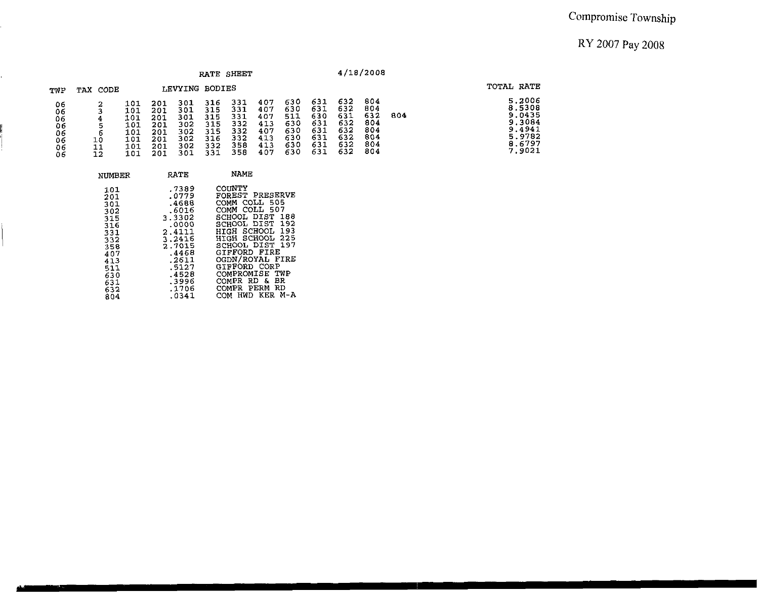Compromise Township

RY 2007 Pay 2008

RATE SHEET 4/18/2008

| TWP | TAX CODE | LEVYING BODIES | | | | | | | | | | | TOTAL RATE |
|---|---|---|---|---|---|---|---|---|---|---|---|---|---|
| 06 | 2 | 101 | 201 | 301 | 316 | 331 | 407 | 630 | 631 | 632 | 804 | | 5.2006 |
| 06 | 3 | 101 | 201 | 301 | 315 | 331 | 407 | 630 | 631 | 632 | 804 | | 8.5308 |
| 06 | 4 | 101 | 201 | 301 | 315 | 331 | 407 | 511 | 630 | 631 | 632 | 804 | 9.0435 |
| 06 | 5 | 101 | 201 | 302 | 315 | 332 | 413 | 630 | 631 | 632 | 804 | | 9.3084 |
| 06 | 6 | 101 | 201 | 302 | 315 | 332 | 407 | 630 | 631 | 632 | 804 | | 9.4941 |
| 06 | 10 | 101 | 201 | 302 | 316 | 332 | 413 | 630 | 631 | 632 | 804 | | 5.9782 |
| 06 | 11 | 101 | 201 | 302 | 332 | 358 | 413 | 630 | 631 | 632 | 804 | | 8.6797 |
| 06 | 12 | 101 | 201 | 301 | 331 | 358 | 407 | 630 | 631 | 632 | 804 | | 7.9021 |

| NUMBER | RATE | NAME |
|---|---|---|
| 101 | .7389 | COUNTY |
| 201 | .0779 | FOREST PRESERVE |
| 301 | .4688 | COMM COLL 505 |
| 302 | .6016 | COMM COLL 507 |
| 315 | 3.3302 | SCHOOL DIST 188 |
| 316 | .0000 | SCHOOL DIST 192 |
| 331 | 2.4111 | HIGH SCHOOL 193 |
| 332 | 3.2416 | HIGH SCHOOL 225 |
| 358 | 2.7015 | SCHOOL DIST 197 |
| 407 | .4468 | GIFFORD FIRE |
| 413 | .2611 | OGDN/ROYAL FIRE |
| 511 | .5127 | GIFFORD CORP |
| 630 | .4528 | COMPROMISE TWP |
| 631 | .3996 | COMPR RD & BR |
| 632 | .1706 | COMPR PERM RD |
| 804 | .0341 | COM HWD KER M-A |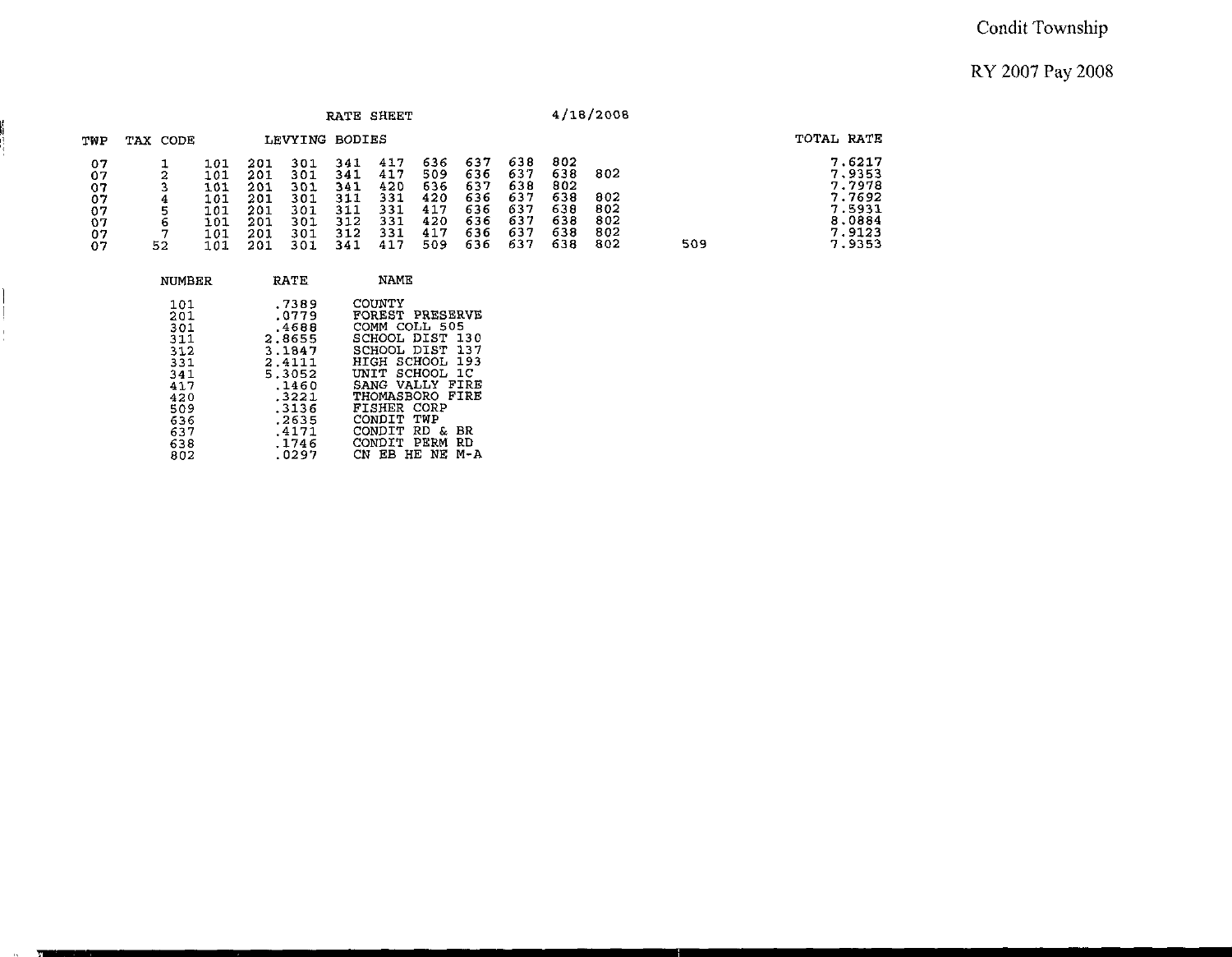Condit Township

RY 2007 Pay 2008

RATE SHEET 4/18/2008

| TWP | TAX CODE | LEVYING BODIES | | | | | | | | | | | TOTAL RATE |
|---|---|---|---|---|---|---|---|---|---|---|---|---|---|
| 07 | 1 | 101 | 201 | 301 | 341 | 417 | 636 | 637 | 638 | 802 | | | 7.6217 |
| 07 | 2 | 101 | 201 | 301 | 341 | 417 | 509 | 636 | 637 | 638 | 802 | | 7.9353 |
| 07 | 3 | 101 | 201 | 301 | 341 | 420 | 636 | 637 | 638 | 802 | | | 7.7978 |
| 07 | 4 | 101 | 201 | 301 | 311 | 331 | 420 | 636 | 637 | 638 | 802 | | 7.7692 |
| 07 | 5 | 101 | 201 | 301 | 311 | 331 | 417 | 636 | 637 | 638 | 802 | | 7.5931 |
| 07 | 6 | 101 | 201 | 301 | 312 | 331 | 420 | 636 | 637 | 638 | 802 | | 8.0884 |
| 07 | 7 | 101 | 201 | 301 | 312 | 331 | 417 | 636 | 637 | 638 | 802 | | 7.9123 |
| 07 | 52 | 101 | 201 | 301 | 341 | 417 | 509 | 636 | 637 | 638 | 802 | 509 | 7.9353 |

| NUMBER | RATE | NAME |
|---|---|---|
| 101 | .7389 | COUNTY |
| 201 | .0779 | FOREST PRESERVE |
| 301 | .4688 | COMM COLL 505 |
| 311 | 2.8655 | SCHOOL DIST 130 |
| 312 | 3.1847 | SCHOOL DIST 137 |
| 331 | 2.4111 | HIGH SCHOOL 193 |
| 341 | 5.3052 | UNIT SCHOOL 1C |
| 417 | .1460 | SANG VALLY FIRE |
| 420 | .3221 | THOMASBORO FIRE |
| 509 | .3136 | FISHER CORP |
| 636 | .2635 | CONDIT TWP |
| 637 | .4171 | CONDIT RD & BR |
| 638 | .1746 | CONDIT PERM RD |
| 802 | .0297 | CN EB HE NE M-A |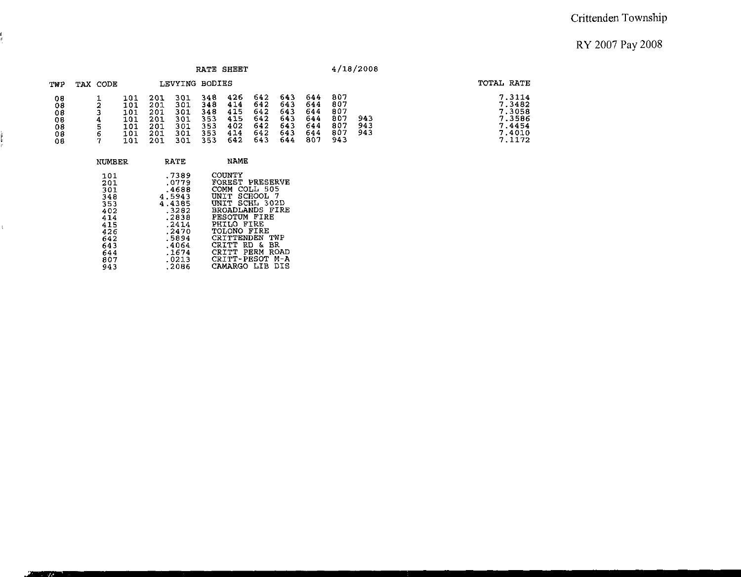Crittenden Township

RY 2007 Pay 2008

RATE SHEET 4/18/2008

| TWP | TAX CODE | LEVYING BODIES | | | | | | | | | | TOTAL RATE |
|---|---|---|---|---|---|---|---|---|---|---|---|---|
| 08 | 1 | 101 | 201 | 301 | 348 | 426 | 642 | 643 | 644 | 807 | | 7.3114 |
| 08 | 2 | 101 | 201 | 301 | 348 | 414 | 642 | 643 | 644 | 807 | | 7.3482 |
| 08 | 3 | 101 | 201 | 301 | 348 | 415 | 642 | 643 | 644 | 807 | | 7.3058 |
| 08 | 4 | 101 | 201 | 301 | 353 | 415 | 642 | 643 | 644 | 807 | 943 | 7.3586 |
| 08 | 5 | 101 | 201 | 301 | 353 | 402 | 642 | 643 | 644 | 807 | 943 | 7.4454 |
| 08 | 6 | 101 | 201 | 301 | 353 | 414 | 642 | 643 | 644 | 807 | 943 | 7.4010 |
| 08 | 7 | 101 | 201 | 301 | 353 | 642 | 643 | 644 | 807 | 943 | | 7.1172 |

| NUMBER | RATE | NAME |
|---|---|---|
| 101 | .7389 | COUNTY |
| 201 | .0779 | FOREST PRESERVE |
| 301 | .4688 | COMM COLL 505 |
| 348 | 4.5943 | UNIT SCHOOL 7 |
| 353 | 4.4385 | UNIT SCHL 302D |
| 402 | .3282 | BROADLANDS FIRE |
| 414 | .2838 | PESOTUM FIRE |
| 415 | .2414 | PHILO FIRE |
| 426 | .2470 | TOLONO FIRE |
| 642 | .5894 | CRITTENDEN TWP |
| 643 | .4064 | CRITT RD & BR |
| 644 | .1674 | CRITT PERM ROAD |
| 807 | .0213 | CRITT-PESOT M-A |
| 943 | .2086 | CAMARGO LIB DIS |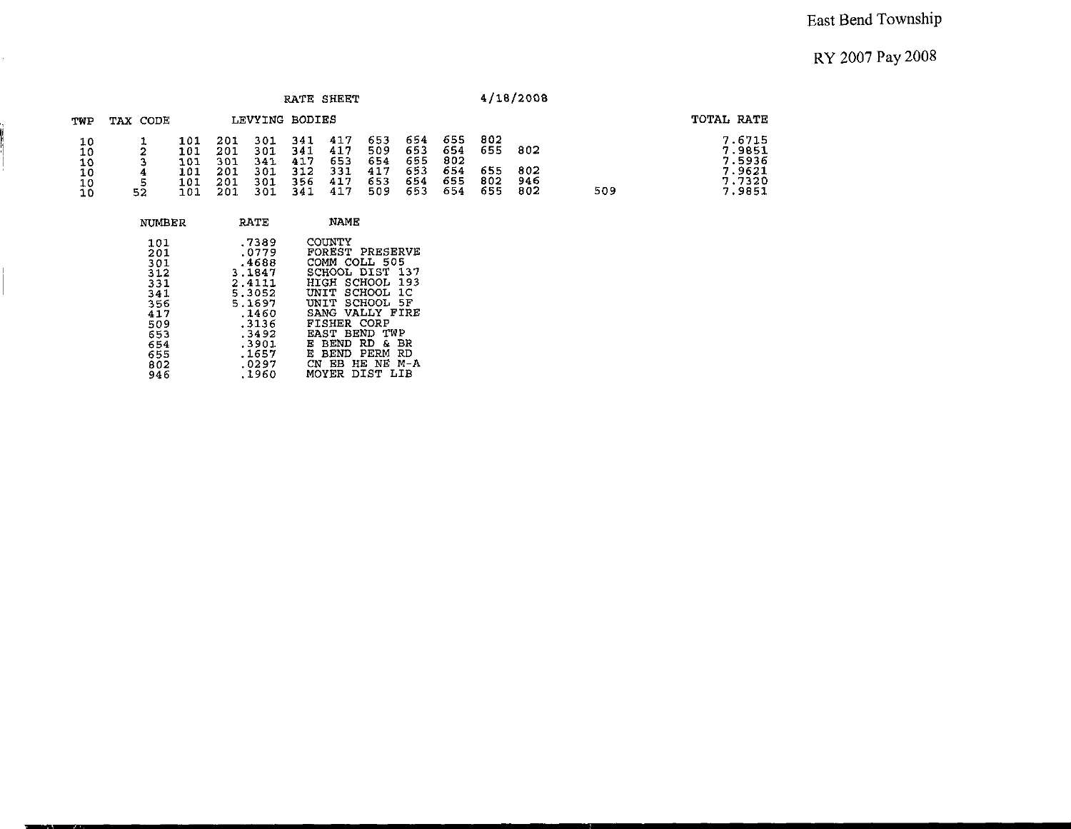East Bend Township

RY 2007 Pay 2008

RATE SHEET 4/18/2008

| TWP | TAX CODE | LEVYING BODIES | | | | | | | | | | | TOTAL RATE |
|---|---|---|---|---|---|---|---|---|---|---|---|---|---|
| 10 | 1 | 101 | 201 | 301 | 341 | 417 | 653 | 654 | 655 | 802 | | | 7.6715 |
| 10 | 2 | 101 | 201 | 301 | 341 | 417 | 509 | 653 | 654 | 655 | 802 | | 7.9851 |
| 10 | 3 | 101 | 301 | 341 | 417 | 653 | 654 | 655 | 802 | | | | 7.5936 |
| 10 | 4 | 101 | 201 | 301 | 312 | 331 | 417 | 653 | 654 | 655 | 802 | | 7.9621 |
| 10 | 5 | 101 | 201 | 301 | 356 | 417 | 653 | 654 | 655 | 802 | 946 | | 7.7320 |
| 10 | 52 | 101 | 201 | 301 | 341 | 417 | 509 | 653 | 654 | 655 | 802 | 509 | 7.9851 |

| NUMBER | RATE | NAME |
|---|---|---|
| 101 | .7389 | COUNTY |
| 201 | .0779 | FOREST PRESERVE |
| 301 | .4688 | COMM COLL 505 |
| 312 | 3.1847 | SCHOOL DIST 137 |
| 331 | 2.4111 | HIGH SCHOOL 193 |
| 341 | 5.3052 | UNIT SCHOOL 1C |
| 356 | 5.1697 | UNIT SCHOOL 5F |
| 417 | .1460 | SANG VALLY FIRE |
| 509 | .3136 | FISHER CORP |
| 653 | .3492 | EAST BEND TWP |
| 654 | .3901 | E BEND RD & BR |
| 655 | .1657 | E BEND PERM RD |
| 802 | .0297 | CN EB HE NE M-A |
| 946 | .1960 | MOYER DIST LIB |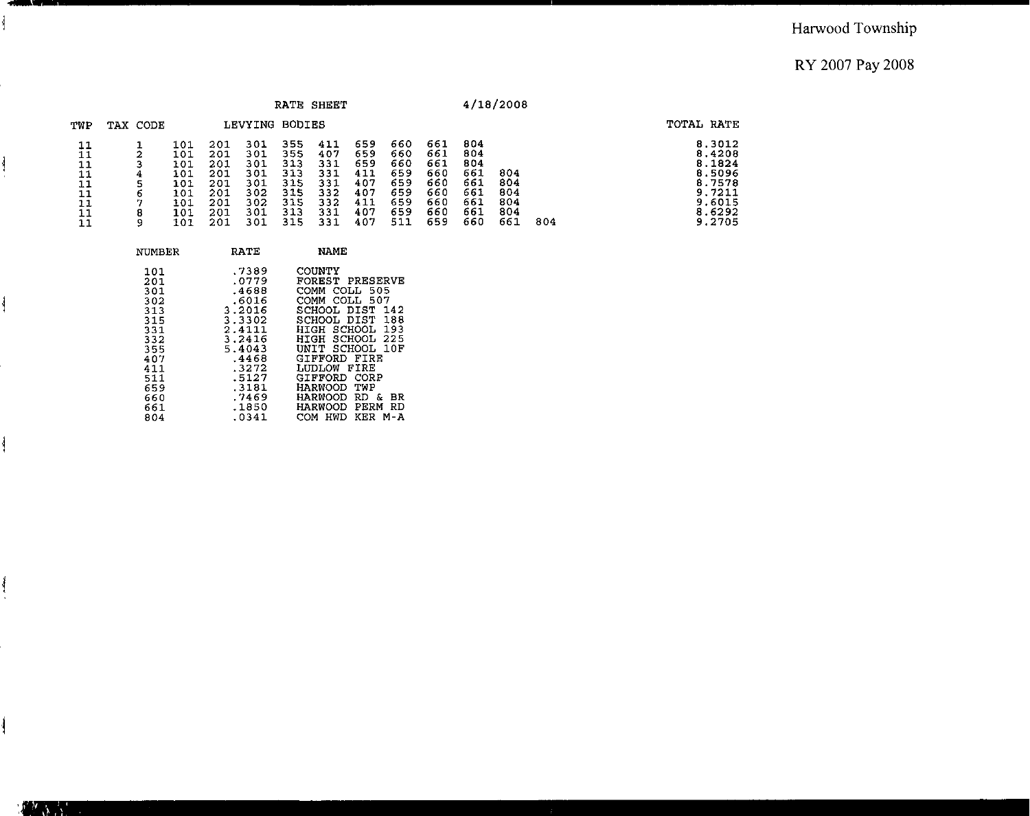Harwood Township

RY 2007 Pay 2008

RATE SHEET 4/18/2008

| TWP | TAX CODE | LEVYING BODIES | | | | | | | | | | | | TOTAL RATE |
|---|---|---|---|---|---|---|---|---|---|---|---|---|---|---|
| 11 | 1 | 101 | 201 | 301 | 355 | 411 | 659 | 660 | 661 | 804 | | | | 8.3012 |
| 11 | 2 | 101 | 201 | 301 | 355 | 407 | 659 | 660 | 661 | 804 | | | | 8.4208 |
| 11 | 3 | 101 | 201 | 301 | 313 | 331 | 659 | 660 | 661 | 804 | | | | 8.1824 |
| 11 | 4 | 101 | 201 | 301 | 313 | 331 | 411 | 659 | 660 | 661 | 804 | | | 8.5096 |
| 11 | 5 | 101 | 201 | 301 | 315 | 331 | 407 | 659 | 660 | 661 | 804 | | | 8.7578 |
| 11 | 6 | 101 | 201 | 302 | 315 | 332 | 407 | 659 | 660 | 661 | 804 | | | 9.7211 |
| 11 | 7 | 101 | 201 | 302 | 315 | 332 | 411 | 659 | 660 | 661 | 804 | | | 9.6015 |
| 11 | 8 | 101 | 201 | 301 | 313 | 331 | 407 | 659 | 660 | 661 | 804 | | | 8.6292 |
| 11 | 9 | 101 | 201 | 301 | 315 | 331 | 407 | 511 | 659 | 660 | 661 | 804 | | 9.2705 |

| NUMBER | RATE | NAME |
|---|---|---|
| 101 | .7389 | COUNTY |
| 201 | .0779 | FOREST PRESERVE |
| 301 | .4688 | COMM COLL 505 |
| 302 | .6016 | COMM COLL 507 |
| 313 | 3.2016 | SCHOOL DIST 142 |
| 315 | 3.3302 | SCHOOL DIST 188 |
| 331 | 2.4111 | HIGH SCHOOL 193 |
| 332 | 3.2416 | HIGH SCHOOL 225 |
| 355 | 5.4043 | UNIT SCHOOL 10F |
| 407 | .4468 | GIFFORD FIRE |
| 411 | .3272 | LUDLOW FIRE |
| 511 | .5127 | GIFFORD CORP |
| 659 | .3181 | HARWOOD TWP |
| 660 | .7469 | HARWOOD RD & BR |
| 661 | .1850 | HARWOOD PERM RD |
| 804 | .0341 | COM HWD KER M-A |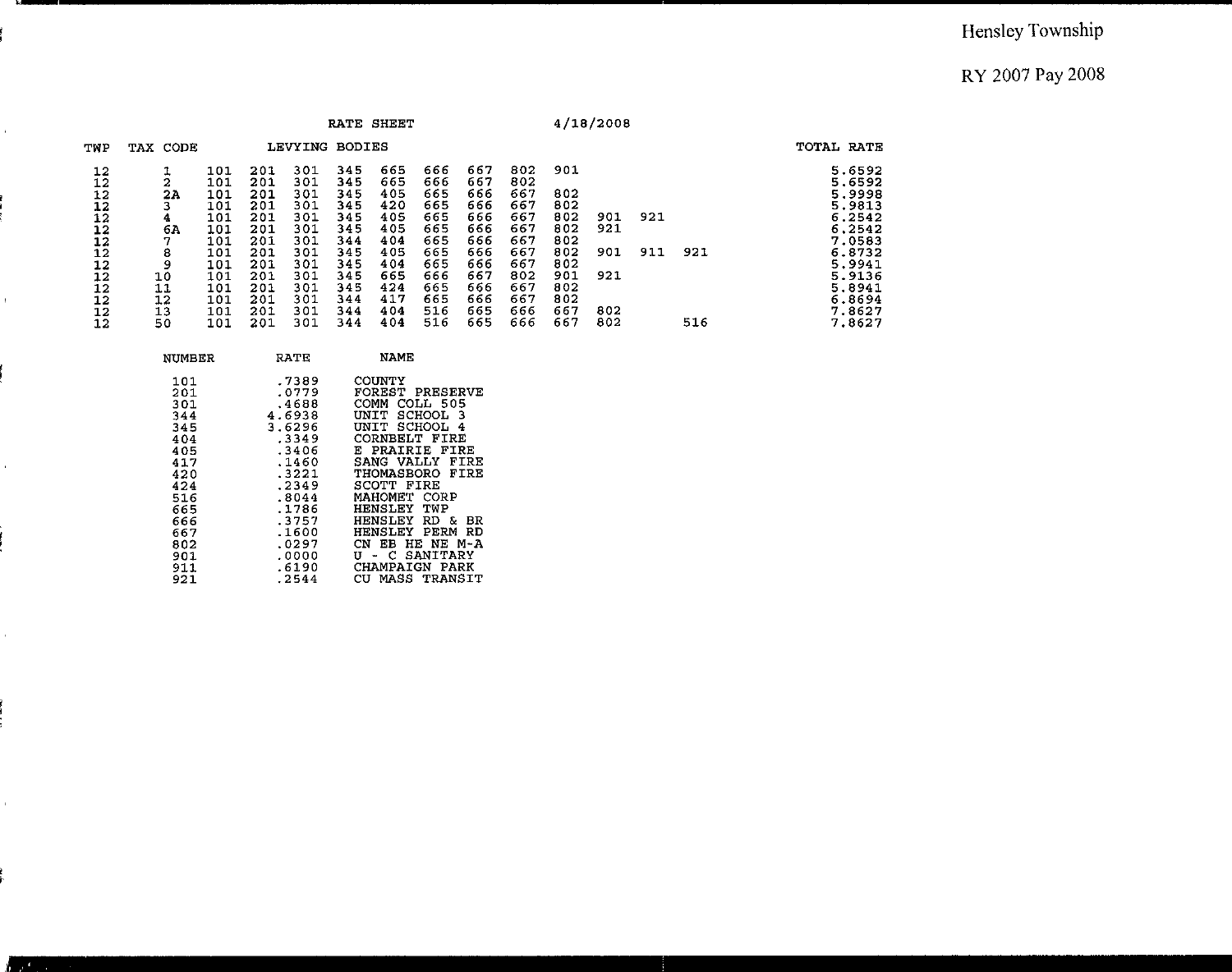Hensley Township

RY 2007 Pay 2008

RATE SHEET 4/18/2008

| TWP | TAX CODE | LEVYING BODIES | | | | | | | | | | | | TOTAL RATE |
|---|---|---|---|---|---|---|---|---|---|---|---|---|---|---|
| 12 | 1 | 101 | 201 | 301 | 345 | 665 | 666 | 667 | 802 | 901 | | | | 5.6592 |
| 12 | 2 | 101 | 201 | 301 | 345 | 665 | 666 | 667 | 802 | | | | | 5.6592 |
| 12 | 2A | 101 | 201 | 301 | 345 | 405 | 665 | 666 | 667 | 802 | | | | 5.9998 |
| 12 | 3 | 101 | 201 | 301 | 345 | 420 | 665 | 666 | 667 | 802 | | | | 5.9813 |
| 12 | 4 | 101 | 201 | 301 | 345 | 405 | 665 | 666 | 667 | 802 | 901 | 921 | | 6.2542 |
| 12 | 6A | 101 | 201 | 301 | 345 | 405 | 665 | 666 | 667 | 802 | 921 | | | 6.2542 |
| 12 | 7 | 101 | 201 | 301 | 344 | 404 | 665 | 666 | 667 | 802 | | | | 7.0583 |
| 12 | 8 | 101 | 201 | 301 | 345 | 405 | 665 | 666 | 667 | 802 | 901 | 911 | 921 | 6.8732 |
| 12 | 9 | 101 | 201 | 301 | 345 | 404 | 665 | 666 | 667 | 802 | | | | 5.9941 |
| 12 | 10 | 101 | 201 | 301 | 345 | 665 | 666 | 667 | 802 | 901 | 921 | | | 5.9136 |
| 12 | 11 | 101 | 201 | 301 | 345 | 424 | 665 | 666 | 667 | 802 | | | | 5.8941 |
| 12 | 12 | 101 | 201 | 301 | 344 | 417 | 665 | 666 | 667 | 802 | | | | 6.8694 |
| 12 | 13 | 101 | 201 | 301 | 344 | 404 | 516 | 665 | 666 | 667 | 802 | | | 7.8627 |
| 12 | 50 | 101 | 201 | 301 | 344 | 404 | 516 | 665 | 666 | 667 | 802 | | 516 | 7.8627 |

| NUMBER | RATE | NAME |
|---|---|---|
| 101 | .7389 | COUNTY |
| 201 | .0779 | FOREST PRESERVE |
| 301 | .4688 | COMM COLL 505 |
| 344 | 4.6938 | UNIT SCHOOL 3 |
| 345 | 3.6296 | UNIT SCHOOL 4 |
| 404 | .3349 | CORNBELT FIRE |
| 405 | .3406 | E PRAIRIE FIRE |
| 417 | .1460 | SANG VALLY FIRE |
| 420 | .3221 | THOMASBORO FIRE |
| 424 | .2349 | SCOTT FIRE |
| 516 | .8044 | MAHOMET CORP |
| 665 | .1786 | HENSLEY TWP |
| 666 | .3757 | HENSLEY RD & BR |
| 667 | .1600 | HENSLEY PERM RD |
| 802 | .0297 | CN EB HE NE M-A |
| 901 | .0000 | U - C SANITARY |
| 911 | .6190 | CHAMPAIGN PARK |
| 921 | .2544 | CU MASS TRANSIT |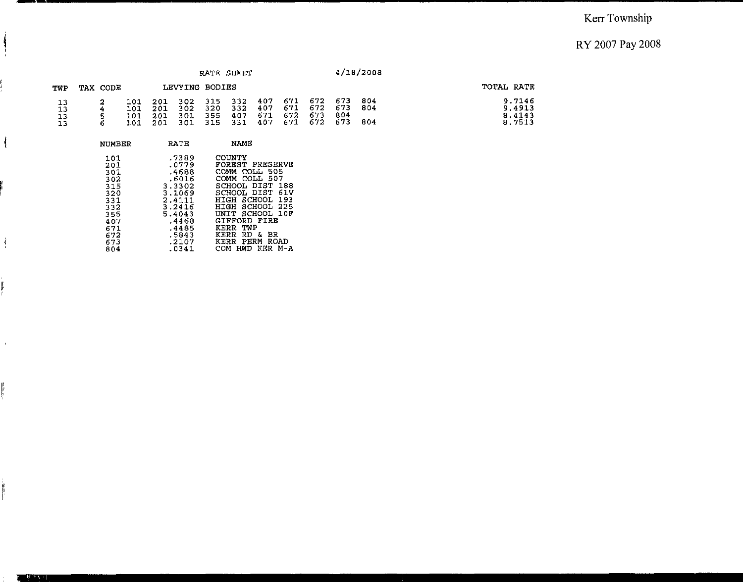Kerr Township

RY 2007 Pay 2008

RATE SHEET 4/18/2008

| TWP | TAX CODE | LEVYING BODIES | | | | | | | | | | TOTAL RATE |
|---|---|---|---|---|---|---|---|---|---|---|---|---|
| 13 | 2 | 101 | 201 | 302 | 315 | 332 | 407 | 671 | 672 | 673 | 804 | 9.7146 |
| 13 | 4 | 101 | 201 | 302 | 320 | 332 | 407 | 671 | 672 | 673 | 804 | 9.4913 |
| 13 | 5 | 101 | 201 | 301 | 355 | 407 | 671 | 672 | 673 | 804 | | 8.4143 |
| 13 | 6 | 101 | 201 | 301 | 315 | 331 | 407 | 671 | 672 | 673 | 804 | 8.7513 |

| NUMBER | RATE | NAME |
|---|---|---|
| 101 | .7389 | COUNTY |
| 201 | .0779 | FOREST PRESERVE |
| 301 | .4688 | COMM COLL 505 |
| 302 | .6016 | COMM COLL 507 |
| 315 | 3.3302 | SCHOOL DIST 188 |
| 320 | 3.1069 | SCHOOL DIST 61V |
| 331 | 2.4111 | HIGH SCHOOL 193 |
| 332 | 3.2416 | HIGH SCHOOL 225 |
| 355 | 5.4043 | UNIT SCHOOL 10F |
| 407 | .4468 | GIFFORD FIRE |
| 671 | .4485 | KERR TWP |
| 672 | .5843 | KERR RD & BR |
| 673 | .2107 | KERR PERM ROAD |
| 804 | .0341 | COM HWD KER M-A |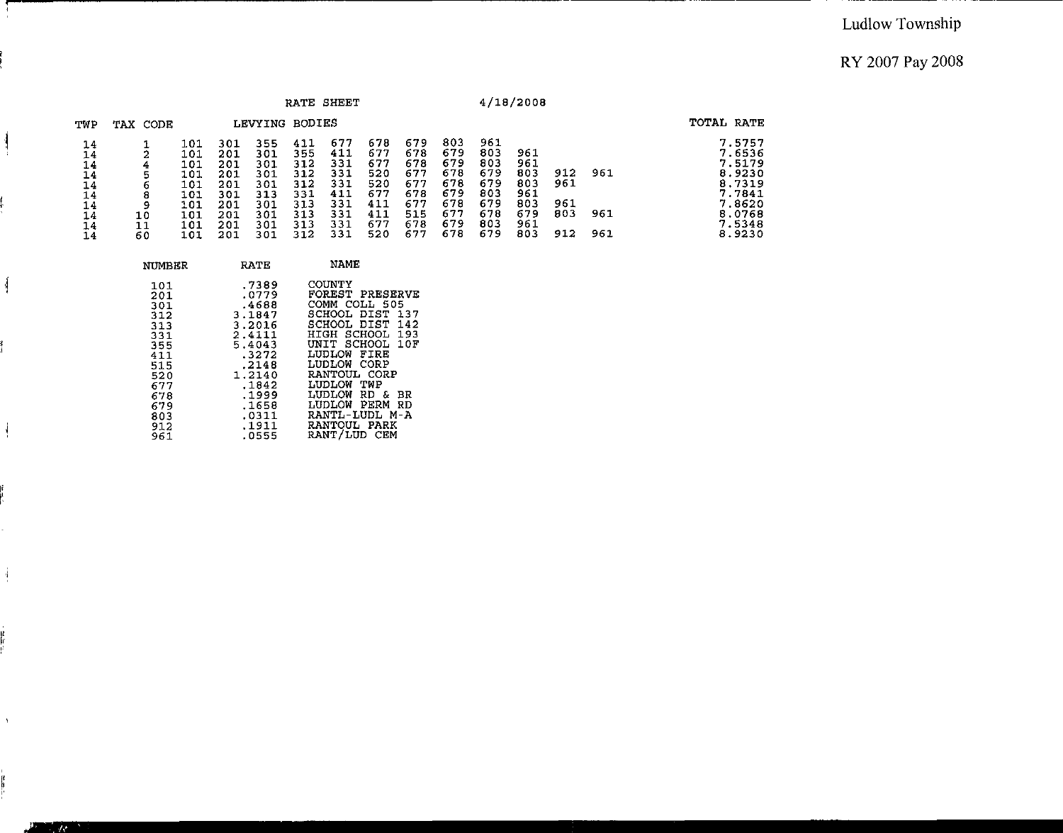Ludlow Township

RY 2007 Pay 2008

RATE SHEET 4/18/2008

| TWP | TAX CODE | LEVYING BODIES | | | | | | | | | | | | TOTAL RATE |
|---|---|---|---|---|---|---|---|---|---|---|---|---|---|---|
| 14 | 1 | 101 | 301 | 355 | 411 | 677 | 678 | 679 | 803 | 961 | | | | 7.5757 |
| 14 | 2 | 101 | 201 | 301 | 355 | 411 | 677 | 678 | 679 | 803 | 961 | | | 7.6536 |
| 14 | 4 | 101 | 201 | 301 | 312 | 331 | 677 | 678 | 679 | 803 | 961 | | | 7.5179 |
| 14 | 5 | 101 | 201 | 301 | 312 | 331 | 520 | 677 | 678 | 679 | 803 | 912 | 961 | 8.9230 |
| 14 | 6 | 101 | 201 | 301 | 312 | 331 | 520 | 677 | 678 | 679 | 803 | 961 | | 8.7319 |
| 14 | 8 | 101 | 301 | 313 | 331 | 411 | 677 | 678 | 679 | 803 | 961 | | | 7.7841 |
| 14 | 9 | 101 | 201 | 301 | 313 | 331 | 411 | 677 | 678 | 679 | 803 | 961 | | 7.8620 |
| 14 | 10 | 101 | 201 | 301 | 313 | 331 | 411 | 515 | 677 | 678 | 679 | 803 | 961 | 8.0768 |
| 14 | 11 | 101 | 201 | 301 | 313 | 331 | 677 | 678 | 679 | 803 | 961 | | | 7.5348 |
| 14 | 60 | 101 | 201 | 301 | 312 | 331 | 520 | 677 | 678 | 679 | 803 | 912 | 961 | 8.9230 |

| NUMBER | RATE | NAME |
|---|---|---|
| 101 | .7389 | COUNTY |
| 201 | .0779 | FOREST PRESERVE |
| 301 | .4688 | COMM COLL 505 |
| 312 | 3.1847 | SCHOOL DIST 137 |
| 313 | 3.2016 | SCHOOL DIST 142 |
| 331 | 2.4111 | HIGH SCHOOL 193 |
| 355 | 5.4043 | UNIT SCHOOL 10F |
| 411 | .3272 | LUDLOW FIRE |
| 515 | .2148 | LUDLOW CORP |
| 520 | 1.2140 | RANTOUL CORP |
| 677 | .1842 | LUDLOW TWP |
| 678 | .1999 | LUDLOW RD & BR |
| 679 | .1658 | LUDLOW PERM RD |
| 803 | .0311 | RANTL-LUDL M-A |
| 912 | .1911 | RANTOUL PARK |
| 961 | .0555 | RANT/LUD CEM |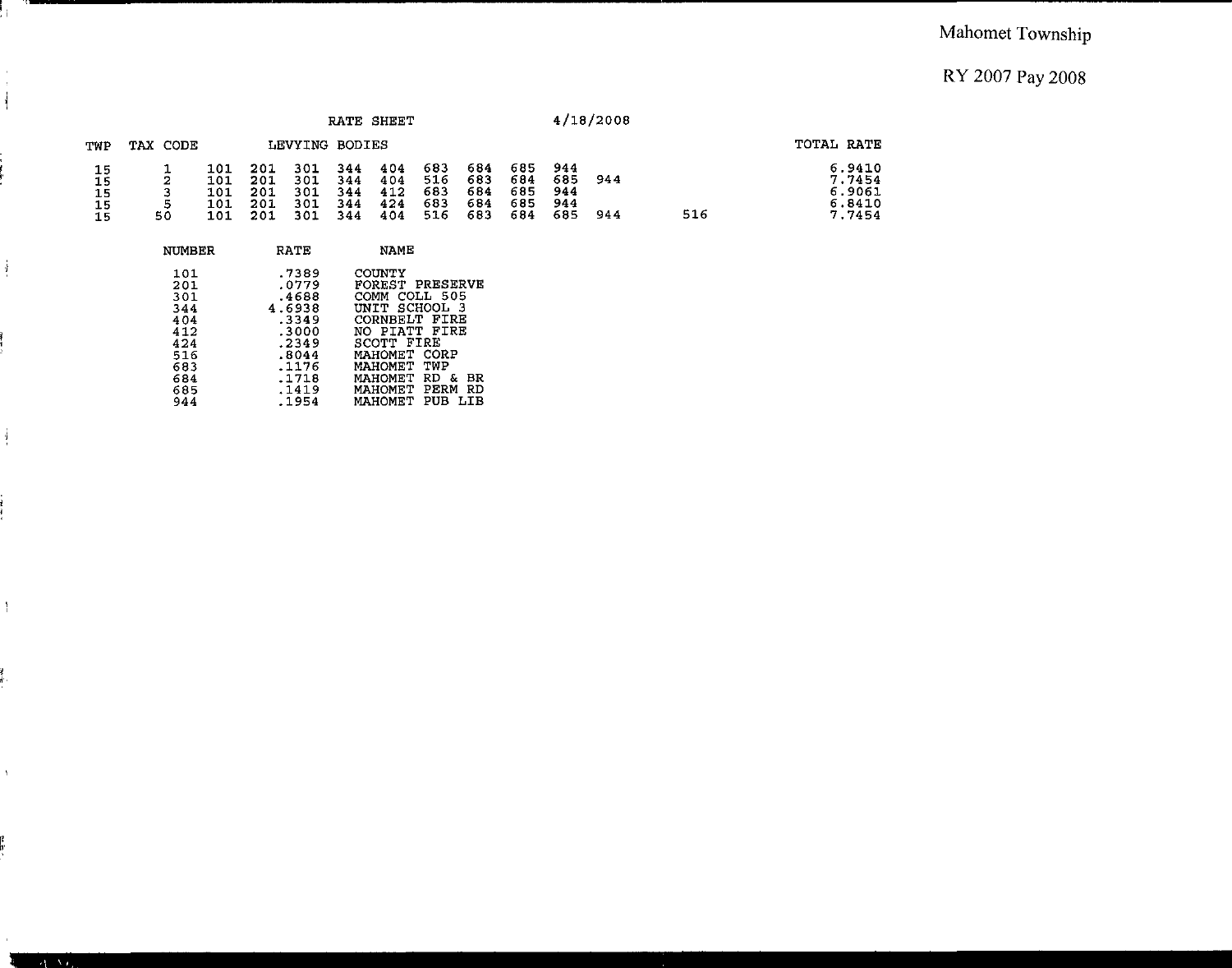Mahomet Township

RY 2007 Pay 2008

RATE SHEET 4/18/2008

| TWP | TAX CODE | LEVYING BODIES | | | | | | | | | | | TOTAL RATE |
|---|---|---|---|---|---|---|---|---|---|---|---|---|---|
| 15 | 1 | 101 | 201 | 301 | 344 | 404 | 683 | 684 | 685 | 944 | | | 6.9410 |
| 15 | 2 | 101 | 201 | 301 | 344 | 404 | 516 | 683 | 684 | 685 | 944 | | 7.7454 |
| 15 | 3 | 101 | 201 | 301 | 344 | 412 | 683 | 684 | 685 | 944 | | | 6.9061 |
| 15 | 5 | 101 | 201 | 301 | 344 | 424 | 683 | 684 | 685 | 944 | | | 6.8410 |
| 15 | 50 | 101 | 201 | 301 | 344 | 404 | 516 | 683 | 684 | 685 | 944 | 516 | 7.7454 |

| NUMBER | RATE | NAME |
|---|---|---|
| 101 | .7389 | COUNTY |
| 201 | .0779 | FOREST PRESERVE |
| 301 | .4688 | COMM COLL 505 |
| 344 | 4.6938 | UNIT SCHOOL 3 |
| 404 | .3349 | CORNBELT FIRE |
| 412 | .3000 | NO PIATT FIRE |
| 424 | .2349 | SCOTT FIRE |
| 516 | .8044 | MAHOMET CORP |
| 683 | .1176 | MAHOMET TWP |
| 684 | .1718 | MAHOMET RD & BR |
| 685 | .1419 | MAHOMET PERM RD |
| 944 | .1954 | MAHOMET PUB LIB |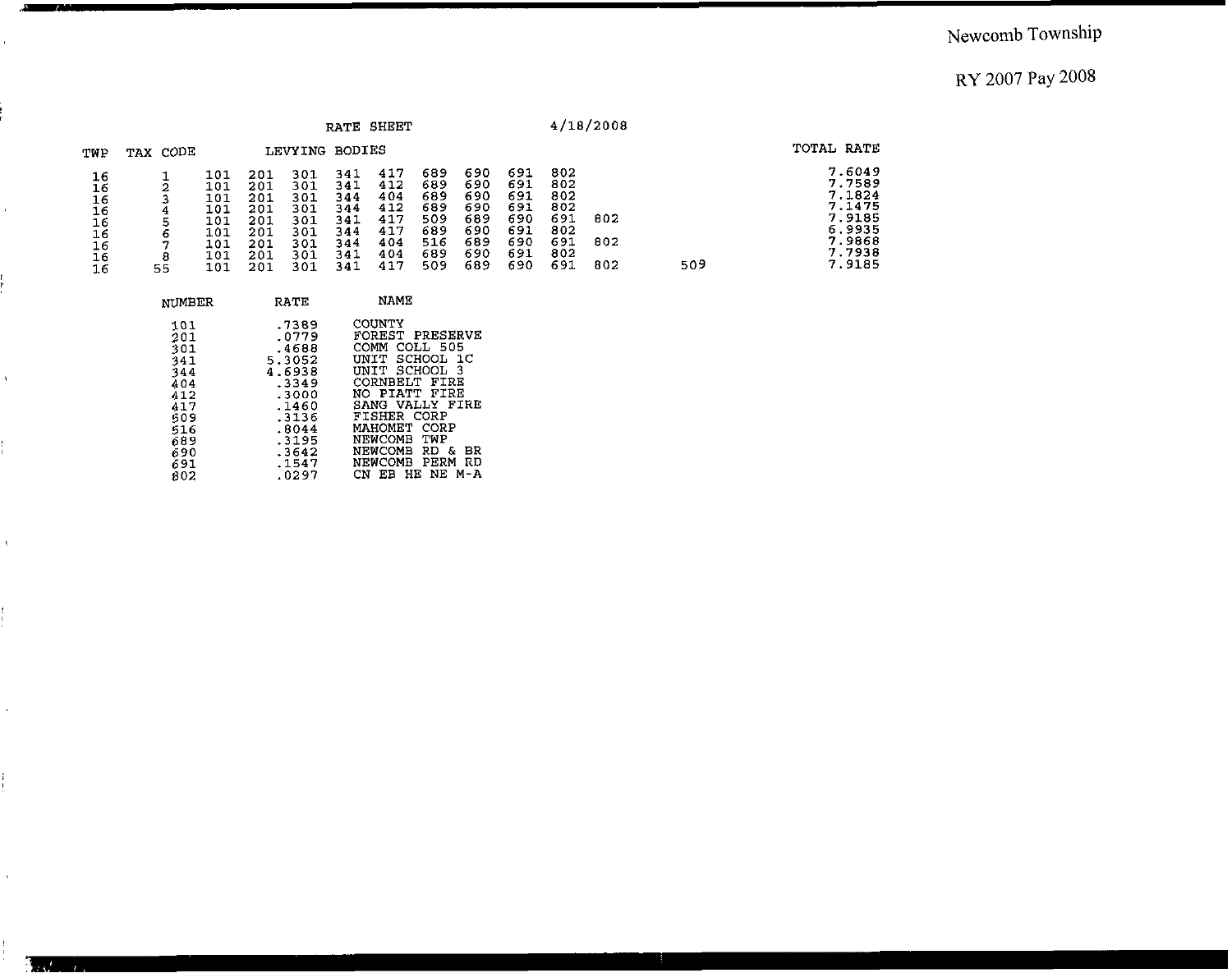Newcomb Township

RY 2007 Pay 2008

RATE SHEET 4/18/2008

| TWP | TAX CODE | LEVYING BODIES | | | | | | | | | | | TOTAL RATE |
|---|---|---|---|---|---|---|---|---|---|---|---|---|---|
| 16 | 1 | 101 | 201 | 301 | 341 | 417 | 689 | 690 | 691 | 802 | | | 7.6049 |
| 16 | 2 | 101 | 201 | 301 | 341 | 412 | 689 | 690 | 691 | 802 | | | 7.7589 |
| 16 | 3 | 101 | 201 | 301 | 344 | 404 | 689 | 690 | 691 | 802 | | | 7.1824 |
| 16 | 4 | 101 | 201 | 301 | 344 | 412 | 689 | 690 | 691 | 802 | | | 7.1475 |
| 16 | 5 | 101 | 201 | 301 | 341 | 417 | 509 | 689 | 690 | 691 | 802 | | 7.9185 |
| 16 | 6 | 101 | 201 | 301 | 344 | 417 | 689 | 690 | 691 | 802 | | | 6.9935 |
| 16 | 7 | 101 | 201 | 301 | 344 | 404 | 516 | 689 | 690 | 691 | 802 | | 7.9868 |
| 16 | 8 | 101 | 201 | 301 | 341 | 404 | 689 | 690 | 691 | 802 | | | 7.7938 |
| 16 | 55 | 101 | 201 | 301 | 341 | 417 | 509 | 689 | 690 | 691 | 802 | 509 | 7.9185 |

| NUMBER | RATE | NAME |
|---|---|---|
| 101 | .7389 | COUNTY |
| 201 | .0779 | FOREST PRESERVE |
| 301 | .4688 | COMM COLL 505 |
| 341 | 5.3052 | UNIT SCHOOL 1C |
| 344 | 4.6938 | UNIT SCHOOL 3 |
| 404 | .3349 | CORNBELT FIRE |
| 412 | .3000 | NO PIATT FIRE |
| 417 | .1460 | SANG VALLY FIRE |
| 509 | .3136 | FISHER CORP |
| 516 | .8044 | MAHOMET CORP |
| 689 | .3195 | NEWCOMB TWP |
| 690 | .3642 | NEWCOMB RD & BR |
| 691 | .1547 | NEWCOMB PERM RD |
| 802 | .0297 | CN EB HE NE M-A |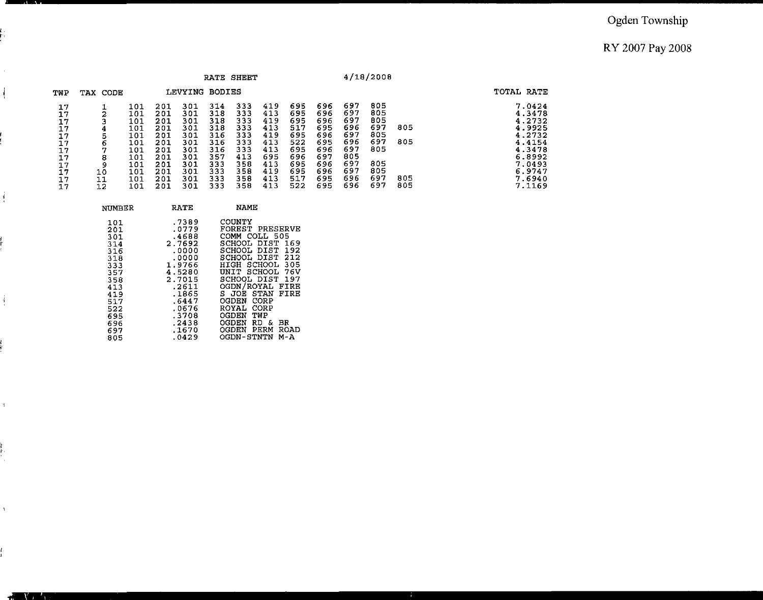Ogden Township

RY 2007 Pay 2008

RATE SHEET 4/18/2008

| TWP | TAX CODE | LEVYING BODIES | | | | | | | | | | | | TOTAL RATE |
|---|---|---|---|---|---|---|---|---|---|---|---|---|---|---|
| 17 | 1 | 101 | 201 | 301 | 314 | 333 | 419 | 695 | 696 | 697 | 805 | | | 7.0424 |
| 17 | 2 | 101 | 201 | 301 | 318 | 333 | 413 | 695 | 696 | 697 | 805 | | | 4.3478 |
| 17 | 3 | 101 | 201 | 301 | 318 | 333 | 419 | 695 | 696 | 697 | 805 | | | 4.2732 |
| 17 | 4 | 101 | 201 | 301 | 318 | 333 | 413 | 517 | 695 | 696 | 697 | 805 | | 4.9925 |
| 17 | 5 | 101 | 201 | 301 | 316 | 333 | 419 | 695 | 696 | 697 | 805 | | | 4.2732 |
| 17 | 6 | 101 | 201 | 301 | 316 | 333 | 413 | 522 | 695 | 696 | 697 | 805 | | 4.4154 |
| 17 | 7 | 101 | 201 | 301 | 316 | 333 | 413 | 695 | 696 | 697 | 805 | | | 4.3478 |
| 17 | 8 | 101 | 201 | 301 | 357 | 413 | 695 | 696 | 697 | 805 | | | | 6.8992 |
| 17 | 9 | 101 | 201 | 301 | 333 | 358 | 413 | 695 | 696 | 697 | 805 | | | 7.0493 |
| 17 | 10 | 101 | 201 | 301 | 333 | 358 | 419 | 695 | 696 | 697 | 805 | | | 6.9747 |
| 17 | 11 | 101 | 201 | 301 | 333 | 358 | 413 | 517 | 695 | 696 | 697 | 805 | | 7.6940 |
| 17 | 12 | 101 | 201 | 301 | 333 | 358 | 413 | 522 | 695 | 696 | 697 | 805 | | 7.1169 |

| NUMBER | RATE | NAME |
|---|---|---|
| 101 | .7389 | COUNTY |
| 201 | .0779 | FOREST PRESERVE |
| 301 | .4688 | COMM COLL 505 |
| 314 | 2.7692 | SCHOOL DIST 169 |
| 316 | .0000 | SCHOOL DIST 192 |
| 318 | .0000 | SCHOOL DIST 212 |
| 333 | 1.9766 | HIGH SCHOOL 305 |
| 357 | 4.5280 | UNIT SCHOOL 76V |
| 358 | 2.7015 | SCHOOL DIST 197 |
| 413 | .2611 | OGDN/ROYAL FIRE |
| 419 | .1865 | S JOE STAN FIRE |
| 517 | .6447 | OGDEN CORP |
| 522 | .0676 | ROYAL CORP |
| 695 | .3708 | OGDEN TWP |
| 696 | .2438 | OGDEN RD & BR |
| 697 | .1670 | OGDEN PERM ROAD |
| 805 | .0429 | OGDN-STNTN M-A |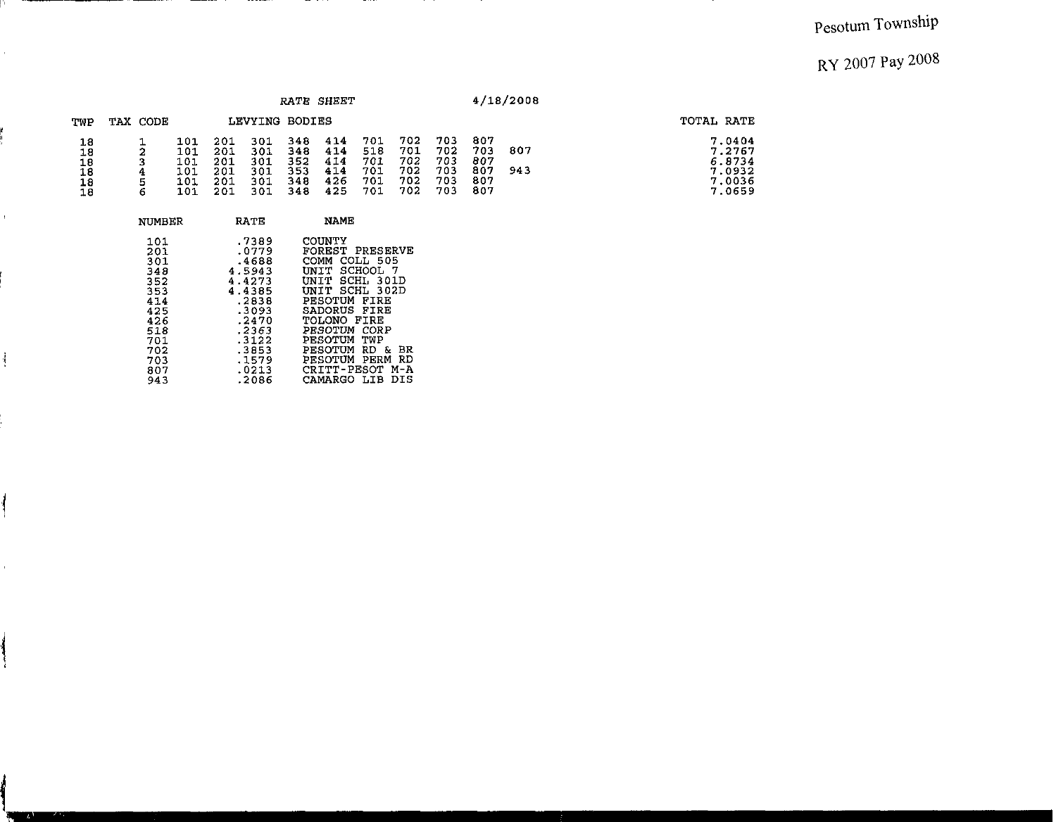Pesotum Township

RY 2007 Pay 2008

RATE SHEET 4/18/2008

| TWP | TAX CODE | LEVYING BODIES | | | | | | | | | | TOTAL RATE |
|---|---|---|---|---|---|---|---|---|---|---|---|---|
| 18 | 1 | 101 | 201 | 301 | 348 | 414 | 701 | 702 | 703 | 807 | | 7.0404 |
| 18 | 2 | 101 | 201 | 301 | 348 | 414 | 518 | 701 | 702 | 703 | 807 | 7.2767 |
| 18 | 3 | 101 | 201 | 301 | 352 | 414 | 701 | 702 | 703 | 807 | | 6.8734 |
| 18 | 4 | 101 | 201 | 301 | 353 | 414 | 701 | 702 | 703 | 807 | 943 | 7.0932 |
| 18 | 5 | 101 | 201 | 301 | 348 | 426 | 701 | 702 | 703 | 807 | | 7.0036 |
| 18 | 6 | 101 | 201 | 301 | 348 | 425 | 701 | 702 | 703 | 807 | | 7.0659 |

| NUMBER | RATE | NAME |
|---|---|---|
| 101 | .7389 | COUNTY |
| 201 | .0779 | FOREST PRESERVE |
| 301 | .4688 | COMM COLL 505 |
| 348 | 4.5943 | UNIT SCHOOL 7 |
| 352 | 4.4273 | UNIT SCHL 301D |
| 353 | 4.4385 | UNIT SCHL 302D |
| 414 | .2838 | PESOTUM FIRE |
| 425 | .3093 | SADORUS FIRE |
| 426 | .2470 | TOLONO FIRE |
| 518 | .2363 | PESOTUM CORP |
| 701 | .3122 | PESOTUM TWP |
| 702 | .3853 | PESOTUM RD & BR |
| 703 | .1579 | PESOTUM PERM RD |
| 807 | .0213 | CRITT-PESOT M-A |
| 943 | .2086 | CAMARGO LIB DIS |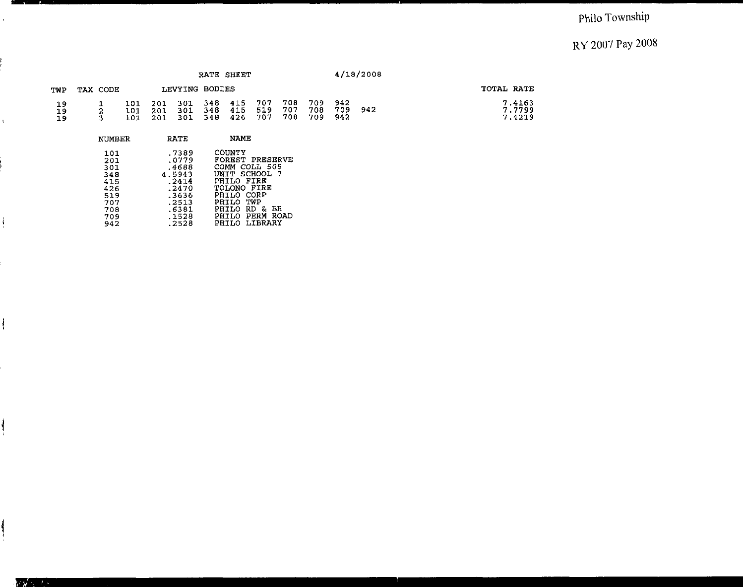Philo Township

RY 2007 Pay 2008

RATE SHEET 4/18/2008

| TWP | TAX CODE | LEVYING BODIES | | | | | | | | | | TOTAL RATE |
|---|---|---|---|---|---|---|---|---|---|---|---|---|
| 19 | 1 | 101 | 201 | 301 | 348 | 415 | 707 | 708 | 709 | 942 | | 7.4163 |
| 19 | 2 | 101 | 201 | 301 | 348 | 415 | 519 | 707 | 708 | 709 | 942 | 7.7799 |
| 19 | 3 | 101 | 201 | 301 | 348 | 426 | 707 | 708 | 709 | 942 | | 7.4219 |

| NUMBER | RATE | NAME |
|---|---|---|
| 101 | .7389 | COUNTY |
| 201 | .0779 | FOREST PRESERVE |
| 301 | .4688 | COMM COLL 505 |
| 348 | 4.5943 | UNIT SCHOOL 7 |
| 415 | .2414 | PHILO FIRE |
| 426 | .2470 | TOLONO FIRE |
| 519 | .3636 | PHILO CORP |
| 707 | .2513 | PHILO TWP |
| 708 | .6381 | PHILO RD & BR |
| 709 | .1528 | PHILO PERM ROAD |
| 942 | .2528 | PHILO LIBRARY |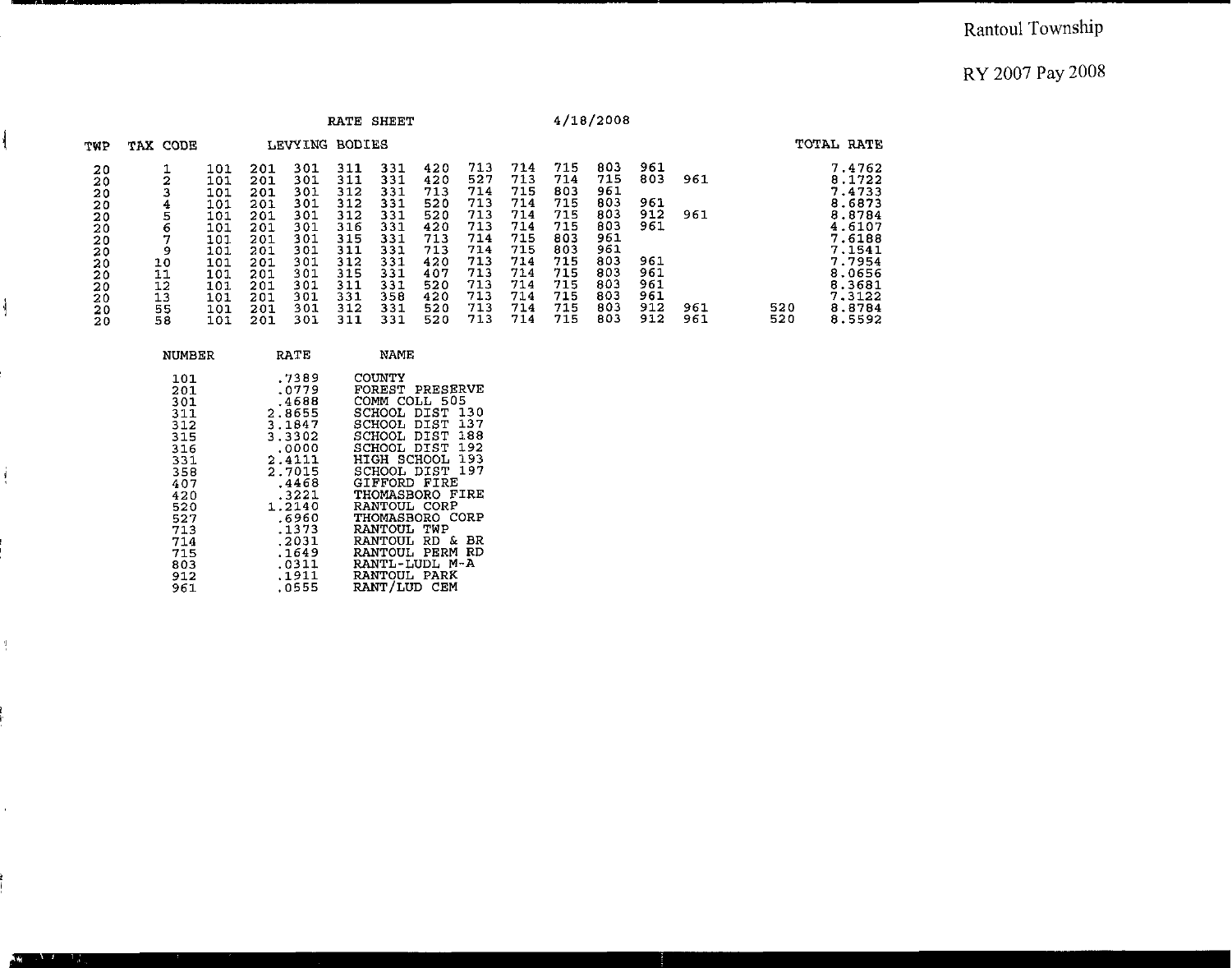Rantoul Township

RY 2007 Pay 2008

RATE SHEET 4/18/2008

| TWP | TAX CODE | LEVYING BODIES | | | | | | | | | | | | | TOTAL RATE |
|---|---|---|---|---|---|---|---|---|---|---|---|---|---|---|---|
| 20 | 1 | 101 | 201 | 301 | 311 | 331 | 420 | 713 | 714 | 715 | 803 | 961 | | | 7.4762 |
| 20 | 2 | 101 | 201 | 301 | 311 | 331 | 420 | 527 | 713 | 714 | 715 | 803 | 961 | | 8.1722 |
| 20 | 3 | 101 | 201 | 301 | 312 | 331 | 713 | 714 | 715 | 803 | 961 | | | | 7.4733 |
| 20 | 4 | 101 | 201 | 301 | 312 | 331 | 520 | 713 | 714 | 715 | 803 | 961 | | | 8.6873 |
| 20 | 5 | 101 | 201 | 301 | 312 | 331 | 520 | 713 | 714 | 715 | 803 | 912 | 961 | | 8.8784 |
| 20 | 6 | 101 | 201 | 301 | 316 | 331 | 420 | 713 | 714 | 715 | 803 | 961 | | | 4.6107 |
| 20 | 7 | 101 | 201 | 301 | 315 | 331 | 713 | 714 | 715 | 803 | 961 | | | | 7.6188 |
| 20 | 9 | 101 | 201 | 301 | 311 | 331 | 713 | 714 | 715 | 803 | 961 | | | | 7.1541 |
| 20 | 10 | 101 | 201 | 301 | 312 | 331 | 420 | 713 | 714 | 715 | 803 | 961 | | | 7.7954 |
| 20 | 11 | 101 | 201 | 301 | 315 | 331 | 407 | 713 | 714 | 715 | 803 | 961 | | | 8.0656 |
| 20 | 12 | 101 | 201 | 301 | 311 | 331 | 520 | 713 | 714 | 715 | 803 | 961 | | | 8.3681 |
| 20 | 13 | 101 | 201 | 301 | 331 | 358 | 420 | 713 | 714 | 715 | 803 | 961 | | | 7.3122 |
| 20 | 55 | 101 | 201 | 301 | 312 | 331 | 520 | 713 | 714 | 715 | 803 | 912 | 961 | 520 | 8.8784 |
| 20 | 58 | 101 | 201 | 301 | 311 | 331 | 520 | 713 | 714 | 715 | 803 | 912 | 961 | 520 | 8.5592 |

| NUMBER | RATE | NAME |
|---|---|---|
| 101 | .7389 | COUNTY |
| 201 | .0779 | FOREST PRESERVE |
| 301 | .4688 | COMM COLL 505 |
| 311 | 2.8655 | SCHOOL DIST 130 |
| 312 | 3.1847 | SCHOOL DIST 137 |
| 315 | 3.3302 | SCHOOL DIST 188 |
| 316 | .0000 | SCHOOL DIST 192 |
| 331 | 2.4111 | HIGH SCHOOL 193 |
| 358 | 2.7015 | SCHOOL DIST 197 |
| 407 | .4468 | GIFFORD FIRE |
| 420 | .3221 | THOMASBORO FIRE |
| 520 | 1.2140 | RANTOUL CORP |
| 527 | .6960 | THOMASBORO CORP |
| 713 | .1373 | RANTOUL TWP |
| 714 | .2031 | RANTOUL RD & BR |
| 715 | .1649 | RANTOUL PERM RD |
| 803 | .0311 | RANTL-LUDL M-A |
| 912 | .1911 | RANTOUL PARK |
| 961 | .0555 | RANT/LUD CEM |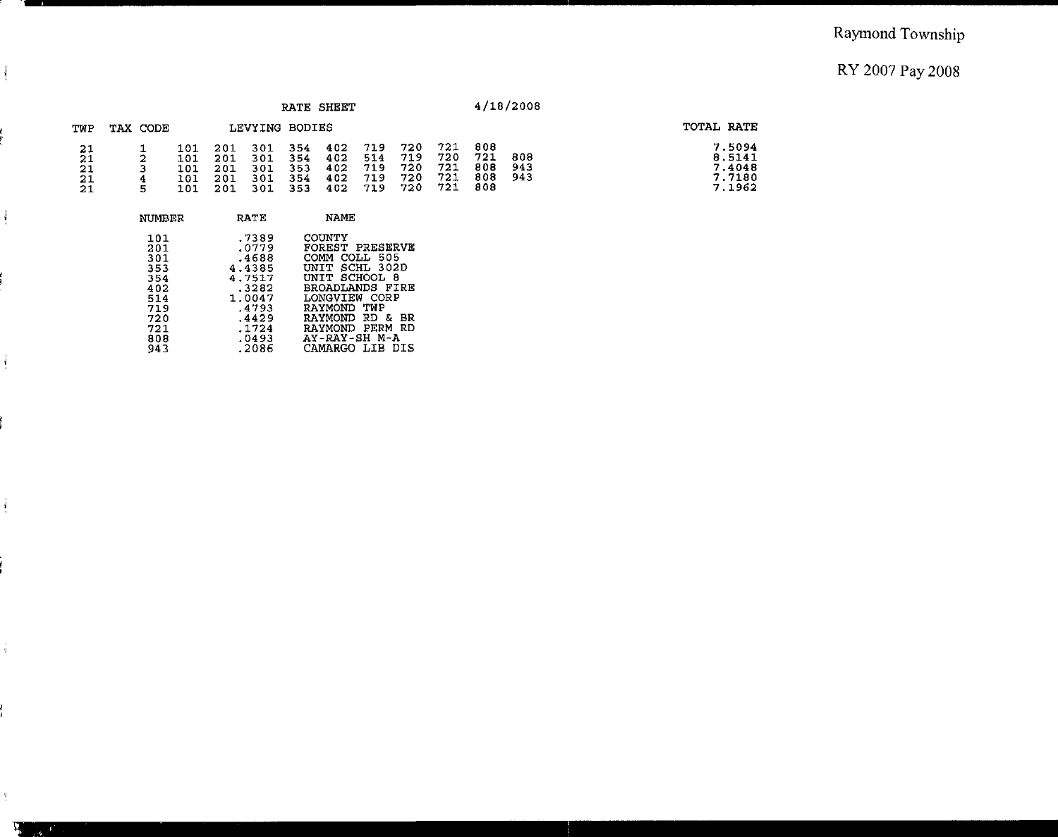Raymond Township

RY 2007 Pay 2008

RATE SHEET 4/18/2008

| TWP | TAX CODE | LEVYING BODIES | | | | | | | | | | TOTAL RATE |
|---|---|---|---|---|---|---|---|---|---|---|---|---|
| 21 | 1 | 101 | 201 | 301 | 354 | 402 | 719 | 720 | 721 | 808 | | 7.5094 |
| 21 | 2 | 101 | 201 | 301 | 354 | 402 | 514 | 719 | 720 | 721 | 808 | 8.5141 |
| 21 | 3 | 101 | 201 | 301 | 353 | 402 | 719 | 720 | 721 | 808 | 943 | 7.4048 |
| 21 | 4 | 101 | 201 | 301 | 354 | 402 | 719 | 720 | 721 | 808 | 943 | 7.7180 |
| 21 | 5 | 101 | 201 | 301 | 353 | 402 | 719 | 720 | 721 | 808 | | 7.1962 |

| NUMBER | RATE | NAME |
|---|---|---|
| 101 | .7389 | COUNTY |
| 201 | .0779 | FOREST PRESERVE |
| 301 | .4688 | COMM COLL 505 |
| 353 | 4.4385 | UNIT SCHL 302D |
| 354 | 4.7517 | UNIT SCHOOL 8 |
| 402 | .3282 | BROADLANDS FIRE |
| 514 | 1.0047 | LONGVIEW CORP |
| 719 | .4793 | RAYMOND TWP |
| 720 | .4429 | RAYMOND RD & BR |
| 721 | .1724 | RAYMOND PERM RD |
| 808 | .0493 | AY-RAY-SH M-A |
| 943 | .2086 | CAMARGO LIB DIS |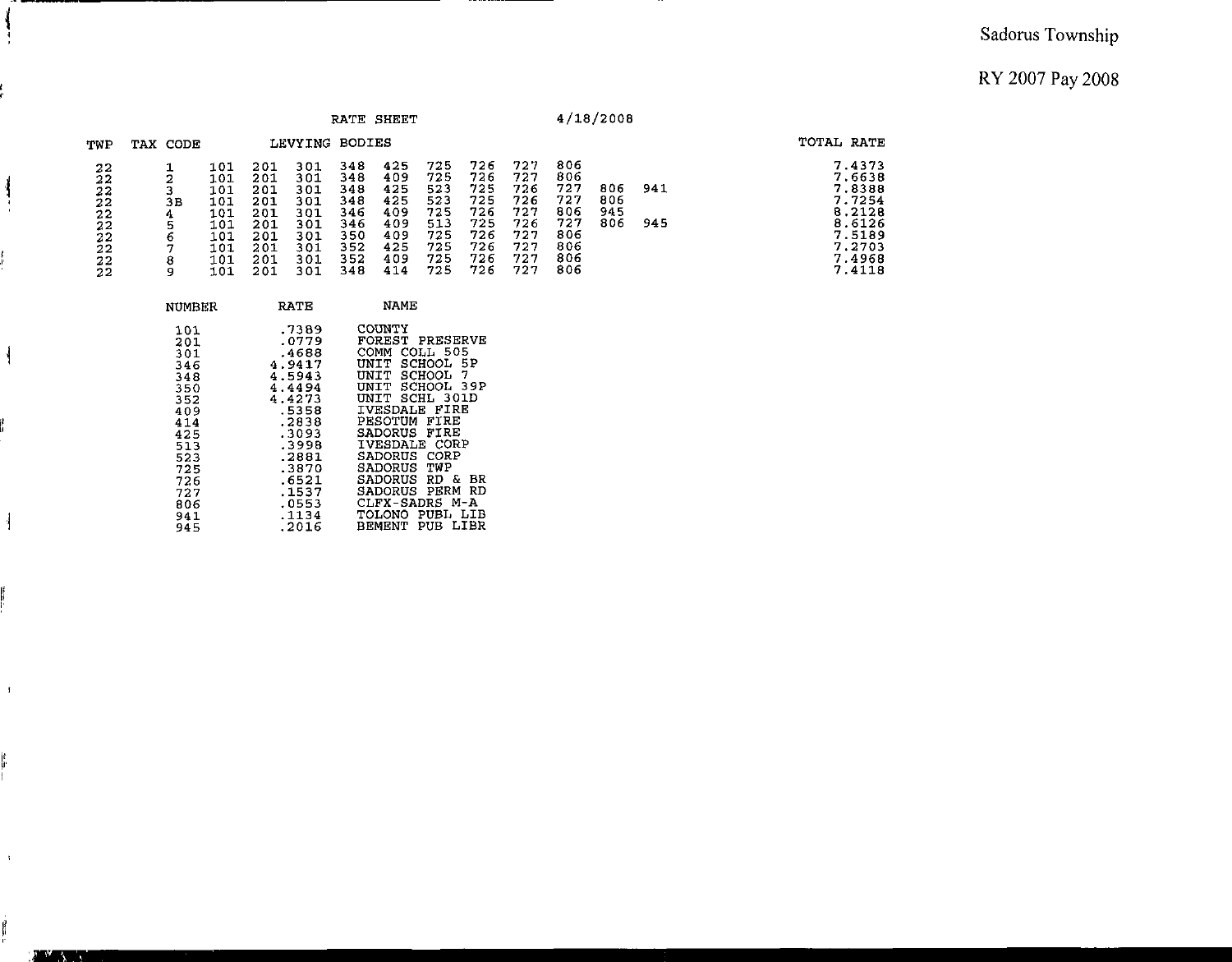Sadorus Township

RY 2007 Pay 2008

RATE SHEET 4/18/2008

| TWP | TAX CODE | LEVYING BODIES | | | | | | | | | | | | TOTAL RATE |
|---|---|---|---|---|---|---|---|---|---|---|---|---|---|---|
| 22 | 1 | 101 | 201 | 301 | 348 | 425 | 725 | 726 | 727 | 806 | | | | 7.4373 |
| 22 | 2 | 101 | 201 | 301 | 348 | 409 | 725 | 726 | 727 | 806 | | | | 7.6638 |
| 22 | 3 | 101 | 201 | 301 | 348 | 425 | 523 | 725 | 726 | 727 | 806 | 941 | | 7.8388 |
| 22 | 3B | 101 | 201 | 301 | 348 | 425 | 523 | 725 | 726 | 727 | 806 | | | 7.7254 |
| 22 | 4 | 101 | 201 | 301 | 346 | 409 | 725 | 726 | 727 | 806 | 945 | | | 8.2128 |
| 22 | 5 | 101 | 201 | 301 | 346 | 409 | 513 | 725 | 726 | 727 | 806 | 945 | | 8.6126 |
| 22 | 6 | 101 | 201 | 301 | 350 | 409 | 725 | 726 | 727 | 806 | | | | 7.5189 |
| 22 | 7 | 101 | 201 | 301 | 352 | 425 | 725 | 726 | 727 | 806 | | | | 7.2703 |
| 22 | 8 | 101 | 201 | 301 | 352 | 409 | 725 | 726 | 727 | 806 | | | | 7.4968 |
| 22 | 9 | 101 | 201 | 301 | 348 | 414 | 725 | 726 | 727 | 806 | | | | 7.4118 |

| NUMBER | RATE | NAME |
|---|---|---|
| 101 | .7389 | COUNTY |
| 201 | .0779 | FOREST PRESERVE |
| 301 | .4688 | COMM COLL 505 |
| 346 | 4.9417 | UNIT SCHOOL 5P |
| 348 | 4.5943 | UNIT SCHOOL 7 |
| 350 | 4.4494 | UNIT SCHOOL 39P |
| 352 | 4.4273 | UNIT SCHL 301D |
| 409 | .5358 | IVESDALE FIRE |
| 414 | .2838 | PESOTUM FIRE |
| 425 | .3093 | SADORUS FIRE |
| 513 | .3998 | IVESDALE CORP |
| 523 | .2881 | SADORUS CORP |
| 725 | .3870 | SADORUS TWP |
| 726 | .6521 | SADORUS RD & BR |
| 727 | .1537 | SADORUS PERM RD |
| 806 | .0553 | CLFX-SADRS M-A |
| 941 | .1134 | TOLONO PUBL LIB |
| 945 | .2016 | BEMENT PUB LIBR |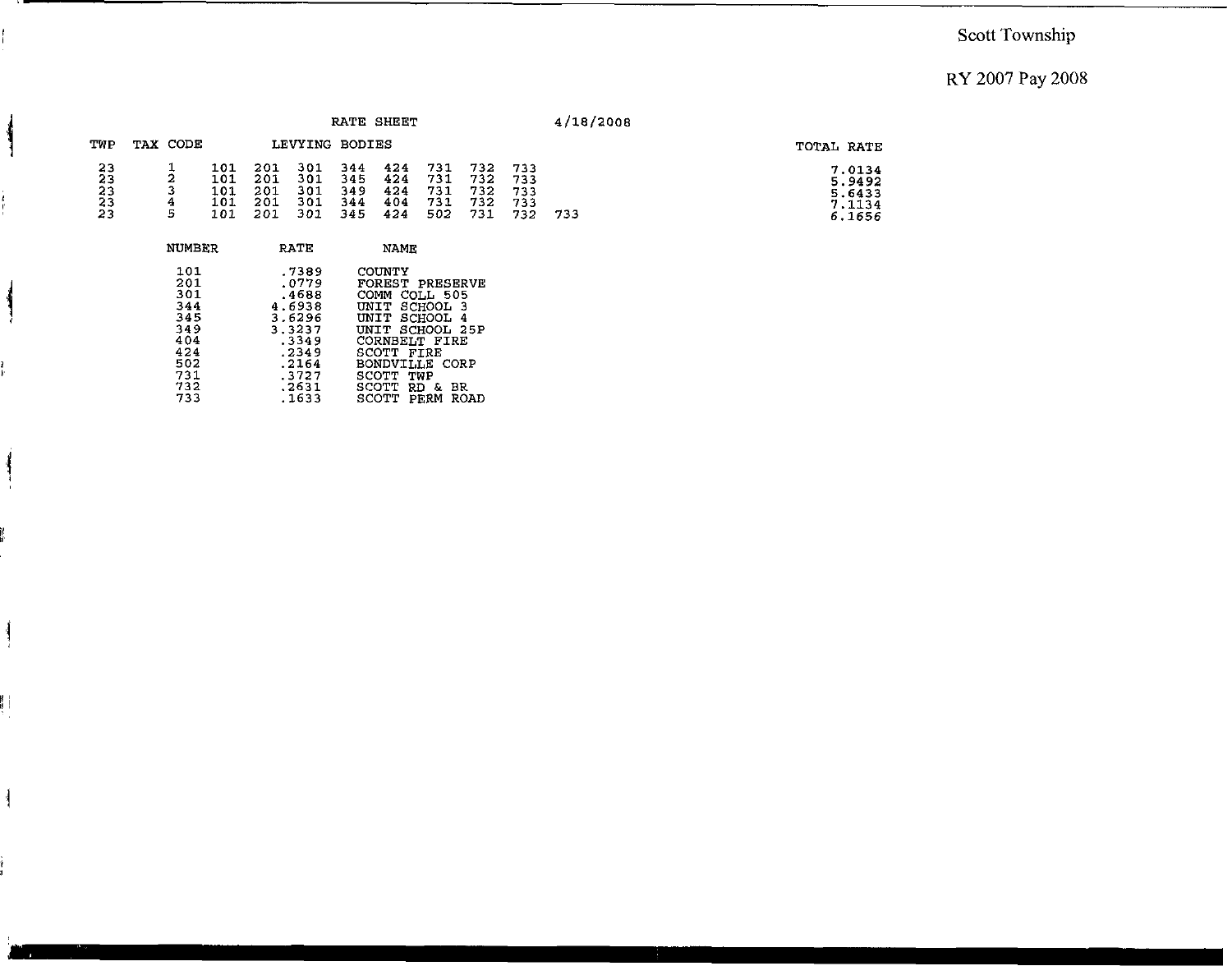Scott Township

RY 2007 Pay 2008

RATE SHEET 4/18/2008

| TWP | TAX CODE | LEVYING BODIES | | | | | | | | | | TOTAL RATE |
|---|---|---|---|---|---|---|---|---|---|---|---|---|
| 23 | 1 | 101 | 201 | 301 | 344 | 424 | 731 | 732 | 733 | | | 7.0134 |
| 23 | 2 | 101 | 201 | 301 | 345 | 424 | 731 | 732 | 733 | | | 5.9492 |
| 23 | 3 | 101 | 201 | 301 | 349 | 424 | 731 | 732 | 733 | | | 5.6433 |
| 23 | 4 | 101 | 201 | 301 | 344 | 404 | 731 | 732 | 733 | | | 7.1134 |
| 23 | 5 | 101 | 201 | 301 | 345 | 424 | 502 | 731 | 732 | 733 | | 6.1656 |

| NUMBER | RATE | NAME |
|---|---|---|
| 101 | .7389 | COUNTY |
| 201 | .0779 | FOREST PRESERVE |
| 301 | .4688 | COMM COLL 505 |
| 344 | 4.6938 | UNIT SCHOOL 3 |
| 345 | 3.6296 | UNIT SCHOOL 4 |
| 349 | 3.3237 | UNIT SCHOOL 25P |
| 404 | .3349 | CORNBELT FIRE |
| 424 | .2349 | SCOTT FIRE |
| 502 | .2164 | BONDVILLE CORP |
| 731 | .3727 | SCOTT TWP |
| 732 | .2631 | SCOTT RD & BR |
| 733 | .1633 | SCOTT PERM ROAD |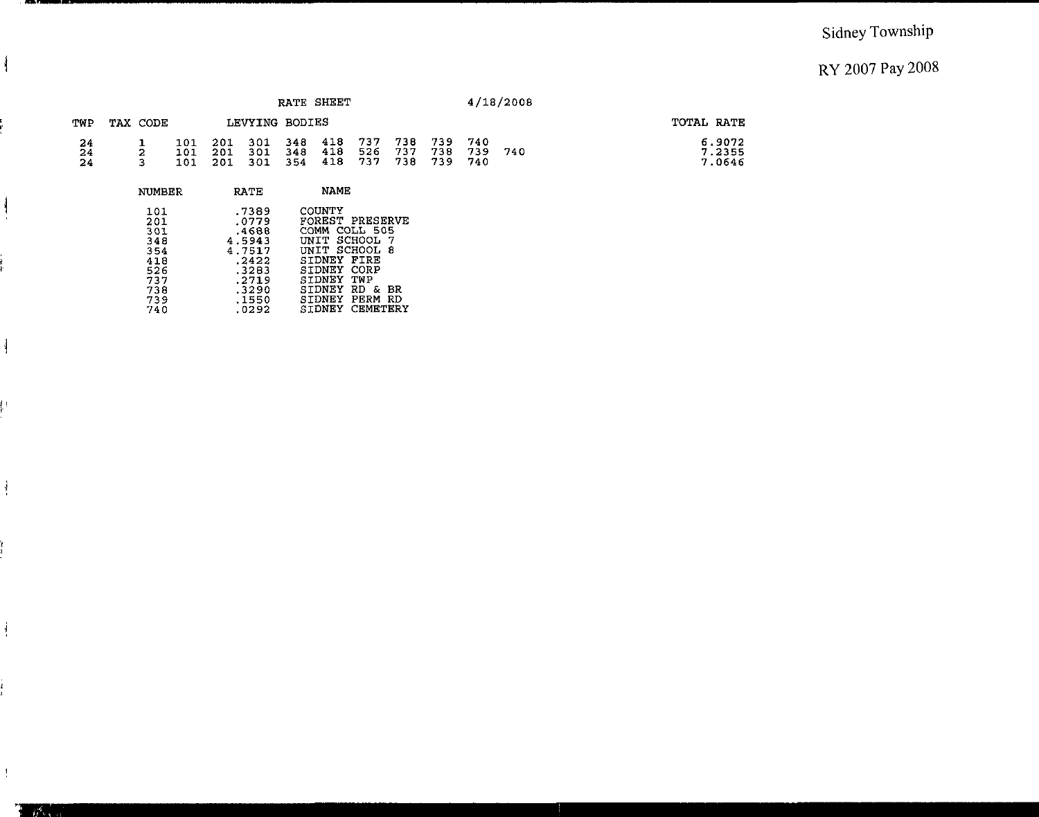Sidney Township

RY 2007 Pay 2008

RATE SHEET 4/18/2008

| TWP | TAX CODE | LEVYING BODIES | | | | | | | | | | TOTAL RATE |
|---|---|---|---|---|---|---|---|---|---|---|---|---|
| 24 | 1 | 101 | 201 | 301 | 348 | 418 | 737 | 738 | 739 | 740 | | 6.9072 |
| 24 | 2 | 101 | 201 | 301 | 348 | 418 | 526 | 737 | 738 | 739 | 740 | 7.2355 |
| 24 | 3 | 101 | 201 | 301 | 354 | 418 | 737 | 738 | 739 | 740 | | 7.0646 |

| NUMBER | RATE | NAME |
|---|---|---|
| 101 | .7389 | COUNTY |
| 201 | .0779 | FOREST PRESERVE |
| 301 | .4688 | COMM COLL 505 |
| 348 | 4.5943 | UNIT SCHOOL 7 |
| 354 | 4.7517 | UNIT SCHOOL 8 |
| 418 | .2422 | SIDNEY FIRE |
| 526 | .3283 | SIDNEY CORP |
| 737 | .2719 | SIDNEY TWP |
| 738 | .3290 | SIDNEY RD & BR |
| 739 | .1550 | SIDNEY PERM RD |
| 740 | .0292 | SIDNEY CEMETERY |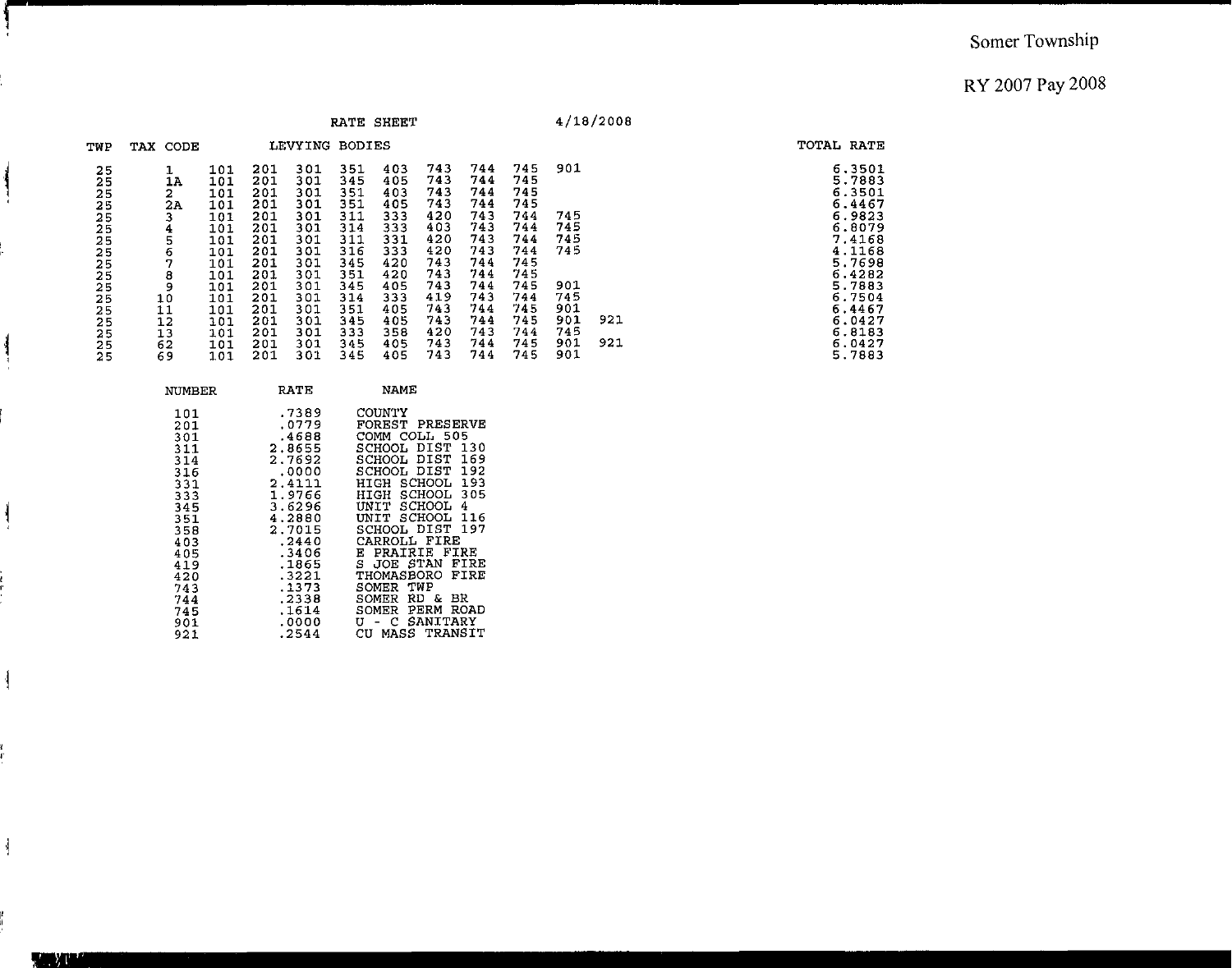Somer Township

RY 2007 Pay 2008

RATE SHEET 4/18/2008

| TWP | TAX CODE | LEVYING BODIES | | | | | | | | | | | TOTAL RATE |
|---|---|---|---|---|---|---|---|---|---|---|---|---|---|
| 25 | 1 | 101 | 201 | 301 | 351 | 403 | 743 | 744 | 745 | 901 | | | 6.3501 |
| 25 | 1A | 101 | 201 | 301 | 345 | 405 | 743 | 744 | 745 | | | | 5.7883 |
| 25 | 2 | 101 | 201 | 301 | 351 | 403 | 743 | 744 | 745 | | | | 6.3501 |
| 25 | 2A | 101 | 201 | 301 | 351 | 405 | 743 | 744 | 745 | | | | 6.4467 |
| 25 | 3 | 101 | 201 | 301 | 311 | 333 | 420 | 743 | 744 | 745 | | | 6.9823 |
| 25 | 4 | 101 | 201 | 301 | 314 | 333 | 403 | 743 | 744 | 745 | | | 6.8079 |
| 25 | 5 | 101 | 201 | 301 | 311 | 331 | 420 | 743 | 744 | 745 | | | 7.4168 |
| 25 | 6 | 101 | 201 | 301 | 316 | 333 | 420 | 743 | 744 | 745 | | | 4.1168 |
| 25 | 7 | 101 | 201 | 301 | 345 | 420 | 743 | 744 | 745 | | | | 5.7698 |
| 25 | 8 | 101 | 201 | 301 | 351 | 420 | 743 | 744 | 745 | | | | 6.4282 |
| 25 | 9 | 101 | 201 | 301 | 345 | 405 | 743 | 744 | 745 | 901 | | | 5.7883 |
| 25 | 10 | 101 | 201 | 301 | 314 | 333 | 419 | 743 | 744 | 745 | | | 6.7504 |
| 25 | 11 | 101 | 201 | 301 | 351 | 405 | 743 | 744 | 745 | 901 | | | 6.4467 |
| 25 | 12 | 101 | 201 | 301 | 345 | 405 | 743 | 744 | 745 | 901 | 921 | | 6.0427 |
| 25 | 13 | 101 | 201 | 301 | 333 | 358 | 420 | 743 | 744 | 745 | | | 6.8183 |
| 25 | 62 | 101 | 201 | 301 | 345 | 405 | 743 | 744 | 745 | 901 | 921 | | 6.0427 |
| 25 | 69 | 101 | 201 | 301 | 345 | 405 | 743 | 744 | 745 | 901 | | | 5.7883 |

| NUMBER | RATE | NAME |
|---|---|---|
| 101 | .7389 | COUNTY |
| 201 | .0779 | FOREST PRESERVE |
| 301 | .4688 | COMM COLL 505 |
| 311 | 2.8655 | SCHOOL DIST 130 |
| 314 | 2.7692 | SCHOOL DIST 169 |
| 316 | .0000 | SCHOOL DIST 192 |
| 331 | 2.4111 | HIGH SCHOOL 193 |
| 333 | 1.9766 | HIGH SCHOOL 305 |
| 345 | 3.6296 | UNIT SCHOOL 4 |
| 351 | 4.2880 | UNIT SCHOOL 116 |
| 358 | 2.7015 | SCHOOL DIST 197 |
| 403 | .2440 | CARROLL FIRE |
| 405 | .3406 | E PRAIRIE FIRE |
| 419 | .1865 | S JOE STAN FIRE |
| 420 | .3221 | THOMASBORO FIRE |
| 743 | .1373 | SOMER TWP |
| 744 | .2338 | SOMER RD & BR |
| 745 | .1614 | SOMER PERM ROAD |
| 901 | .0000 | U - C SANITARY |
| 921 | .2544 | CU MASS TRANSIT |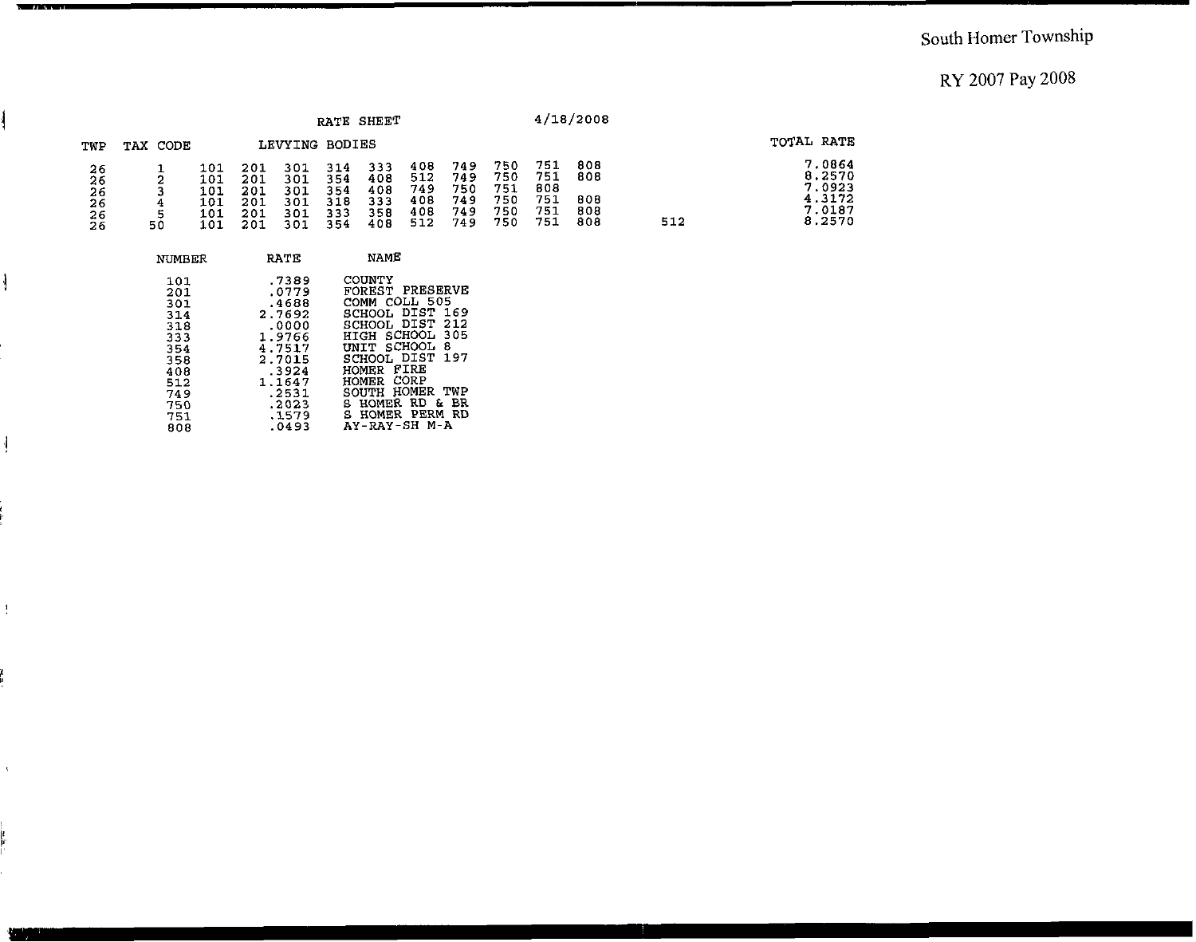South Homer Township

RY 2007 Pay 2008

RATE SHEET 4/18/2008

| TWP | TAX CODE | LEVYING BODIES | | | | | | | | | | | TOTAL RATE |
|---|---|---|---|---|---|---|---|---|---|---|---|---|---|
| 26 | 1 | 101 | 201 | 301 | 314 | 333 | 408 | 749 | 750 | 751 | 808 | | 7.0864 |
| 26 | 2 | 101 | 201 | 301 | 354 | 408 | 512 | 749 | 750 | 751 | 808 | | 8.2570 |
| 26 | 3 | 101 | 201 | 301 | 354 | 408 | 749 | 750 | 751 | 808 | | | 7.0923 |
| 26 | 4 | 101 | 201 | 301 | 318 | 333 | 408 | 749 | 750 | 751 | 808 | | 4.3172 |
| 26 | 5 | 101 | 201 | 301 | 333 | 358 | 408 | 749 | 750 | 751 | 808 | | 7.0187 |
| 26 | 50 | 101 | 201 | 301 | 354 | 408 | 512 | 749 | 750 | 751 | 808 | 512 | 8.2570 |

| NUMBER | RATE | NAME |
|---|---|---|
| 101 | .7389 | COUNTY |
| 201 | .0779 | FOREST PRESERVE |
| 301 | .4688 | COMM COLL 505 |
| 314 | 2.7692 | SCHOOL DIST 169 |
| 318 | .0000 | SCHOOL DIST 212 |
| 333 | 1.9766 | HIGH SCHOOL 305 |
| 354 | 4.7517 | UNIT SCHOOL 8 |
| 358 | 2.7015 | SCHOOL DIST 197 |
| 408 | .3924 | HOMER FIRE |
| 512 | 1.1647 | HOMER CORP |
| 749 | .2531 | SOUTH HOMER TWP |
| 750 | .2023 | S HOMER RD & BR |
| 751 | .1579 | S HOMER PERM RD |
| 808 | .0493 | AY-RAY-SH M-A |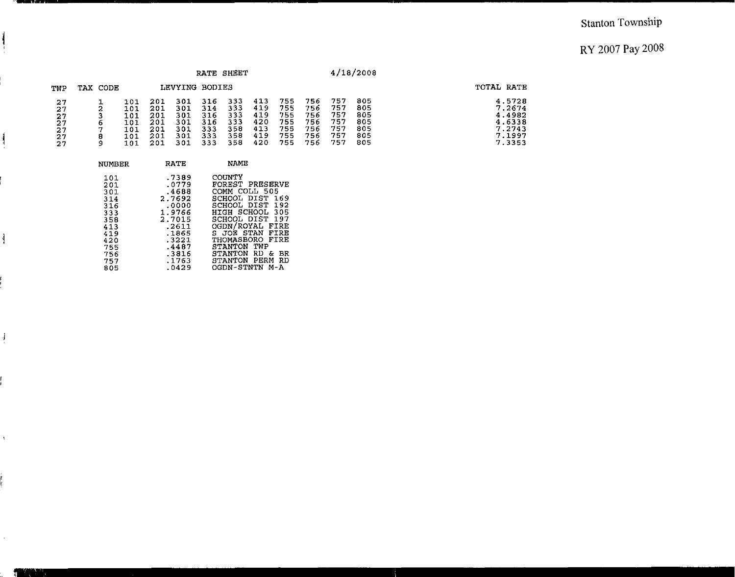Stanton Township

RY 2007 Pay 2008

RATE SHEET 4/18/2008

| TWP | TAX CODE | LEVYING BODIES | | | | | | | | | | TOTAL RATE |
|---|---|---|---|---|---|---|---|---|---|---|---|---|
| 27 | 1 | 101 | 201 | 301 | 316 | 333 | 413 | 755 | 756 | 757 | 805 | 4.5728 |
| 27 | 2 | 101 | 201 | 301 | 314 | 333 | 419 | 755 | 756 | 757 | 805 | 7.2674 |
| 27 | 3 | 101 | 201 | 301 | 316 | 333 | 419 | 755 | 756 | 757 | 805 | 4.4982 |
| 27 | 6 | 101 | 201 | 301 | 316 | 333 | 420 | 755 | 756 | 757 | 805 | 4.6338 |
| 27 | 7 | 101 | 201 | 301 | 333 | 358 | 413 | 755 | 756 | 757 | 805 | 7.2743 |
| 27 | 8 | 101 | 201 | 301 | 333 | 358 | 419 | 755 | 756 | 757 | 805 | 7.1997 |
| 27 | 9 | 101 | 201 | 301 | 333 | 358 | 420 | 755 | 756 | 757 | 805 | 7.3353 |

| NUMBER | RATE | NAME |
|---|---|---|
| 101 | .7389 | COUNTY |
| 201 | .0779 | FOREST PRESERVE |
| 301 | .4688 | COMM COLL 505 |
| 314 | 2.7692 | SCHOOL DIST 169 |
| 316 | .0000 | SCHOOL DIST 192 |
| 333 | 1.9766 | HIGH SCHOOL 305 |
| 358 | 2.7015 | SCHOOL DIST 197 |
| 413 | .2611 | OGDN/ROYAL FIRE |
| 419 | .1865 | S JOE STAN FIRE |
| 420 | .3221 | THOMASBORO FIRE |
| 755 | .4487 | STANTON TWP |
| 756 | .3816 | STANTON RD & BR |
| 757 | .1763 | STANTON PERM RD |
| 805 | .0429 | OGDN-STNTN M-A |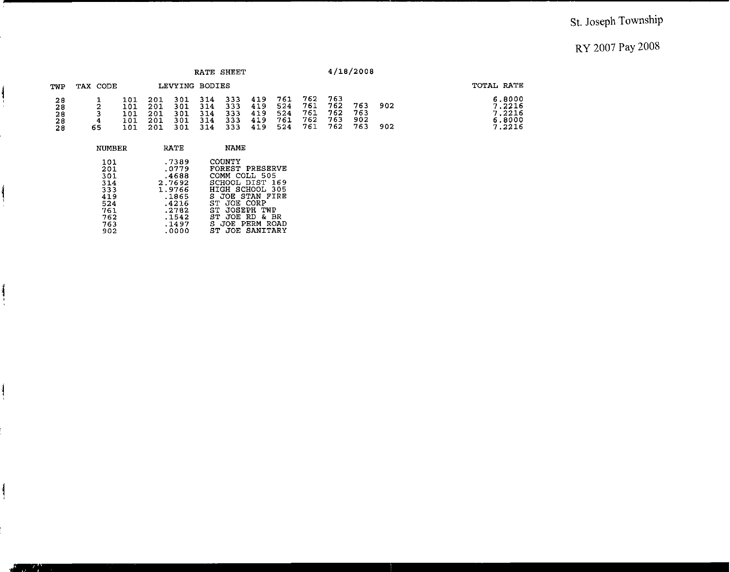St. Joseph Township

RY 2007 Pay 2008

RATE SHEET 4/18/2008

| TWP | TAX CODE | LEVYING BODIES | | | | | | | | | | | TOTAL RATE |
|---|---|---|---|---|---|---|---|---|---|---|---|---|---|
| 28 | 1 | 101 | 201 | 301 | 314 | 333 | 419 | 761 | 762 | 763 | | | 6.8000 |
| 28 | 2 | 101 | 201 | 301 | 314 | 333 | 419 | 524 | 761 | 762 | 763 | 902 | 7.2216 |
| 28 | 3 | 101 | 201 | 301 | 314 | 333 | 419 | 524 | 761 | 762 | 763 | | 7.2216 |
| 28 | 4 | 101 | 201 | 301 | 314 | 333 | 419 | 761 | 762 | 763 | 902 | | 6.8000 |
| 28 | 65 | 101 | 201 | 301 | 314 | 333 | 419 | 524 | 761 | 762 | 763 | 902 | 7.2216 |

| NUMBER | RATE | NAME |
|---|---|---|
| 101 | .7389 | COUNTY |
| 201 | .0779 | FOREST PRESERVE |
| 301 | .4688 | COMM COLL 505 |
| 314 | 2.7692 | SCHOOL DIST 169 |
| 333 | 1.9766 | HIGH SCHOOL 305 |
| 419 | .1865 | S JOE STAN FIRE |
| 524 | .4216 | ST JOE CORP |
| 761 | .2782 | ST JOSEPH TWP |
| 762 | .1542 | ST JOE RD & BR |
| 763 | .1497 | S JOE PERM ROAD |
| 902 | .0000 | ST JOE SANITARY |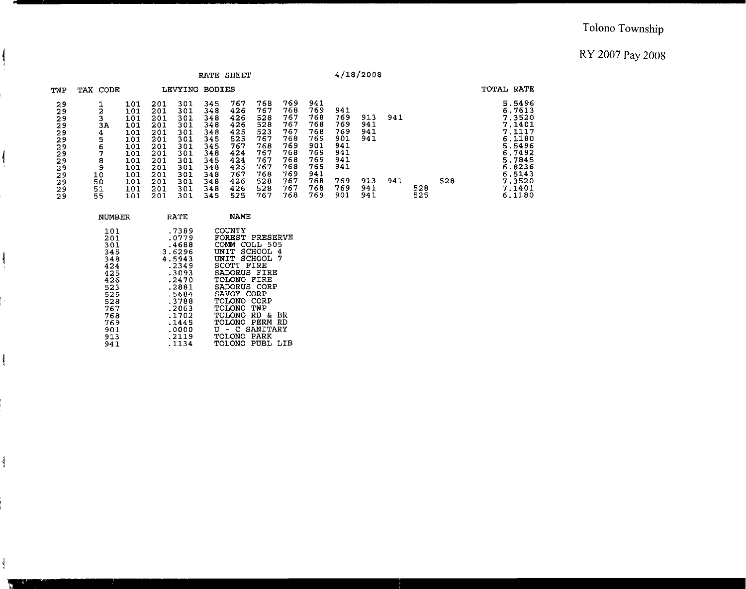Tolono Township

RY 2007 Pay 2008

RATE SHEET 4/18/2008

| TWP | TAX CODE | LEVYING BODIES | | | | | | | | | | | | | TOTAL RATE |
|---|---|---|---|---|---|---|---|---|---|---|---|---|---|---|---|
| 29 | 1 | 101 | 201 | 301 | 345 | 767 | 768 | 769 | 941 | | | | | | 5.5496 |
| 29 | 2 | 101 | 201 | 301 | 348 | 426 | 767 | 768 | 769 | 941 | | | | | 6.7613 |
| 29 | 3 | 101 | 201 | 301 | 348 | 426 | 528 | 767 | 768 | 769 | 913 | 941 | | | 7.3520 |
| 29 | 3A | 101 | 201 | 301 | 348 | 426 | 528 | 767 | 768 | 769 | 941 | | | | 7.1401 |
| 29 | 4 | 101 | 201 | 301 | 348 | 425 | 523 | 767 | 768 | 769 | 941 | | | | 7.1117 |
| 29 | 5 | 101 | 201 | 301 | 345 | 525 | 767 | 768 | 769 | 901 | 941 | | | | 6.1180 |
| 29 | 6 | 101 | 201 | 301 | 345 | 767 | 768 | 769 | 901 | 941 | | | | | 5.5496 |
| 29 | 7 | 101 | 201 | 301 | 348 | 424 | 767 | 768 | 769 | 941 | | | | | 6.7492 |
| 29 | 8 | 101 | 201 | 301 | 345 | 424 | 767 | 768 | 769 | 941 | | | | | 5.7845 |
| 29 | 9 | 101 | 201 | 301 | 348 | 425 | 767 | 768 | 769 | 941 | | | | | 6.8236 |
| 29 | 10 | 101 | 201 | 301 | 348 | 767 | 768 | 769 | 941 | | | | | | 6.5143 |
| 29 | 50 | 101 | 201 | 301 | 348 | 426 | 528 | 767 | 768 | 769 | 913 | 941 | | 528 | 7.3520 |
| 29 | 51 | 101 | 201 | 301 | 348 | 426 | 528 | 767 | 768 | 769 | 941 | | 528 | | 7.1401 |
| 29 | 55 | 101 | 201 | 301 | 345 | 525 | 767 | 768 | 769 | 901 | 941 | | 525 | | 6.1180 |

| NUMBER | RATE | NAME |
|---|---|---|
| 101 | .7389 | COUNTY |
| 201 | .0779 | FOREST PRESERVE |
| 301 | .4688 | COMM COLL 505 |
| 345 | 3.6296 | UNIT SCHOOL 4 |
| 348 | 4.5943 | UNIT SCHOOL 7 |
| 424 | .2349 | SCOTT FIRE |
| 425 | .3093 | SADORUS FIRE |
| 426 | .2470 | TOLONO FIRE |
| 523 | .2881 | SADORUS CORP |
| 525 | .5684 | SAVOY CORP |
| 528 | .3788 | TOLONO CORP |
| 767 | .2063 | TOLONO TWP |
| 768 | .1702 | TOLONO RD & BR |
| 769 | .1445 | TOLONO PERM RD |
| 901 | .0000 | U - C SANITARY |
| 913 | .2119 | TOLONO PARK |
| 941 | .1134 | TOLONO PUBL LIB |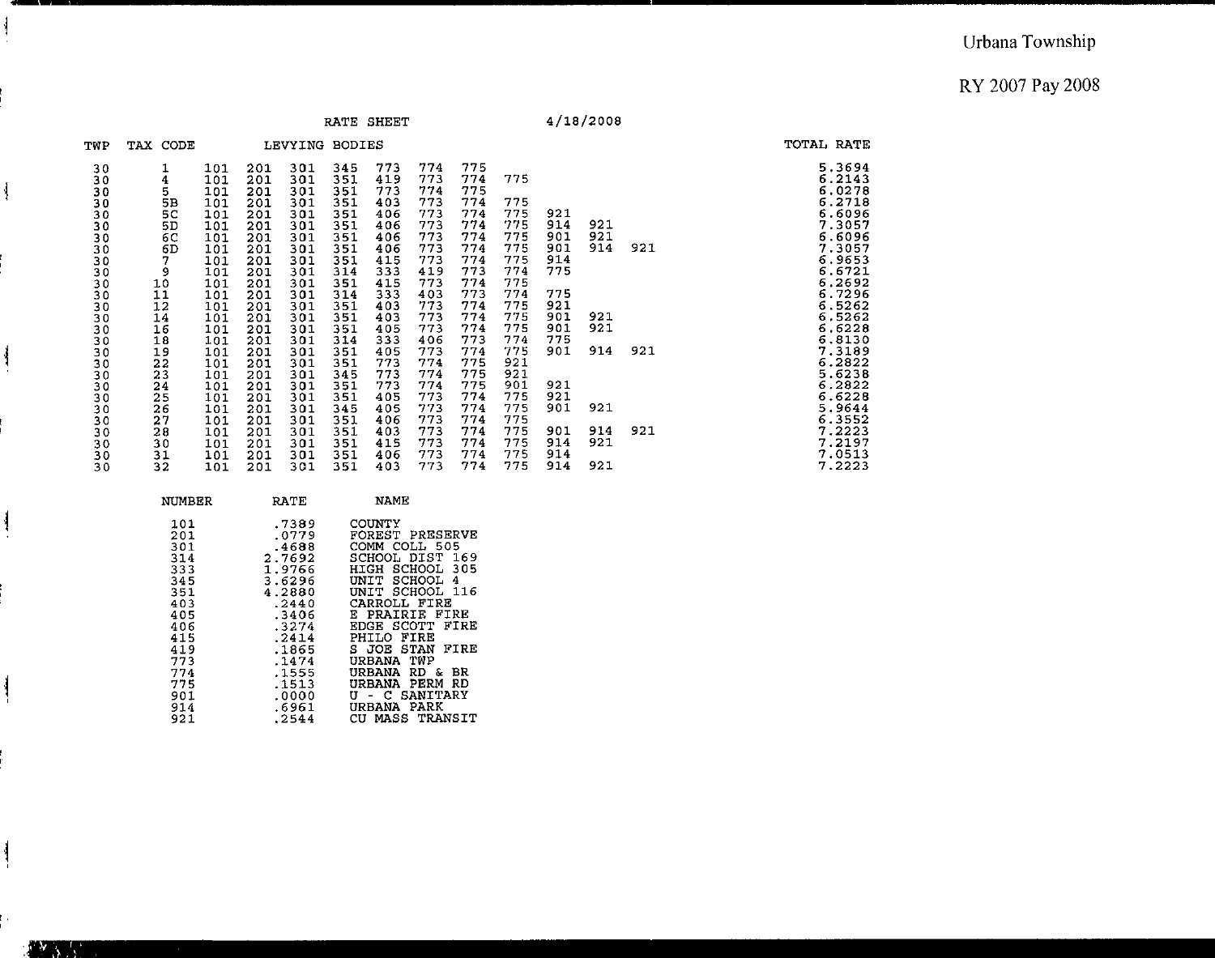Urbana Township

RY 2007 Pay 2008

RATE SHEET 4/18/2008

| TWP | TAX CODE | LEVYING BODIES | | | | | | | | | | | | TOTAL RATE |
|---|---|---|---|---|---|---|---|---|---|---|---|---|---|---|
| 30 | 1 | 101 | 201 | 301 | 345 | 773 | 774 | 775 | | | | | | 5.3694 |
| 30 | 4 | 101 | 201 | 301 | 351 | 419 | 773 | 774 | 775 | | | | | 6.2143 |
| 30 | 5 | 101 | 201 | 301 | 351 | 773 | 774 | 775 | | | | | | 6.0278 |
| 30 | 5B | 101 | 201 | 301 | 351 | 403 | 773 | 774 | 775 | | | | | 6.2718 |
| 30 | 5C | 101 | 201 | 301 | 351 | 406 | 773 | 774 | 775 | 921 | | | | 6.6096 |
| 30 | 5D | 101 | 201 | 301 | 351 | 406 | 773 | 774 | 775 | 914 | 921 | | | 7.3057 |
| 30 | 6C | 101 | 201 | 301 | 351 | 406 | 773 | 774 | 775 | 901 | 921 | | | 6.6096 |
| 30 | 6D | 101 | 201 | 301 | 351 | 406 | 773 | 774 | 775 | 901 | 914 | 921 | | 7.3057 |
| 30 | 7 | 101 | 201 | 301 | 351 | 415 | 773 | 774 | 775 | 914 | | | | 6.9653 |
| 30 | 9 | 101 | 201 | 301 | 314 | 333 | 419 | 773 | 774 | 775 | | | | 6.6721 |
| 30 | 10 | 101 | 201 | 301 | 351 | 415 | 773 | 774 | 775 | | | | | 6.2692 |
| 30 | 11 | 101 | 201 | 301 | 314 | 333 | 403 | 773 | 774 | 775 | | | | 6.7296 |
| 30 | 12 | 101 | 201 | 301 | 351 | 403 | 773 | 774 | 775 | 921 | | | | 6.5262 |
| 30 | 14 | 101 | 201 | 301 | 351 | 403 | 773 | 774 | 775 | 901 | 921 | | | 6.5262 |
| 30 | 16 | 101 | 201 | 301 | 351 | 405 | 773 | 774 | 775 | 901 | 921 | | | 6.6228 |
| 30 | 18 | 101 | 201 | 301 | 314 | 333 | 406 | 773 | 774 | 775 | | | | 6.8130 |
| 30 | 19 | 101 | 201 | 301 | 351 | 405 | 773 | 774 | 775 | 901 | 914 | 921 | | 7.3189 |
| 30 | 22 | 101 | 201 | 301 | 351 | 773 | 774 | 775 | 921 | | | | | 6.2822 |
| 30 | 23 | 101 | 201 | 301 | 345 | 773 | 774 | 775 | 921 | | | | | 5.6238 |
| 30 | 24 | 101 | 201 | 301 | 351 | 773 | 774 | 775 | 901 | 921 | | | | 6.2822 |
| 30 | 25 | 101 | 201 | 301 | 351 | 405 | 773 | 774 | 775 | 921 | | | | 6.6228 |
| 30 | 26 | 101 | 201 | 301 | 345 | 405 | 773 | 774 | 775 | 901 | 921 | | | 5.9644 |
| 30 | 27 | 101 | 201 | 301 | 351 | 406 | 773 | 774 | 775 | | | | | 6.3552 |
| 30 | 28 | 101 | 201 | 301 | 351 | 403 | 773 | 774 | 775 | 901 | 914 | 921 | | 7.2223 |
| 30 | 30 | 101 | 201 | 301 | 351 | 415 | 773 | 774 | 775 | 914 | 921 | | | 7.2197 |
| 30 | 31 | 101 | 201 | 301 | 351 | 406 | 773 | 774 | 775 | 914 | | | | 7.0513 |
| 30 | 32 | 101 | 201 | 301 | 351 | 403 | 773 | 774 | 775 | 914 | 921 | | | 7.2223 |

| NUMBER | RATE | NAME |
|---|---|---|
| 101 | .7389 | COUNTY |
| 201 | .0779 | FOREST PRESERVE |
| 301 | .4688 | COMM COLL 505 |
| 314 | 2.7692 | SCHOOL DIST 169 |
| 333 | 1.9766 | HIGH SCHOOL 305 |
| 345 | 3.6296 | UNIT SCHOOL 4 |
| 351 | 4.2880 | UNIT SCHOOL 116 |
| 403 | .2440 | CARROLL FIRE |
| 405 | .3406 | E PRAIRIE FIRE |
| 406 | .3274 | EDGE SCOTT FIRE |
| 415 | .2414 | PHILO FIRE |
| 419 | .1865 | S JOE STAN FIRE |
| 773 | .1474 | URBANA TWP |
| 774 | .1555 | URBANA RD & BR |
| 775 | .1513 | URBANA PERM RD |
| 901 | .0000 | U - C SANITARY |
| 914 | .6961 | URBANA PARK |
| 921 | .2544 | CU MASS TRANSIT |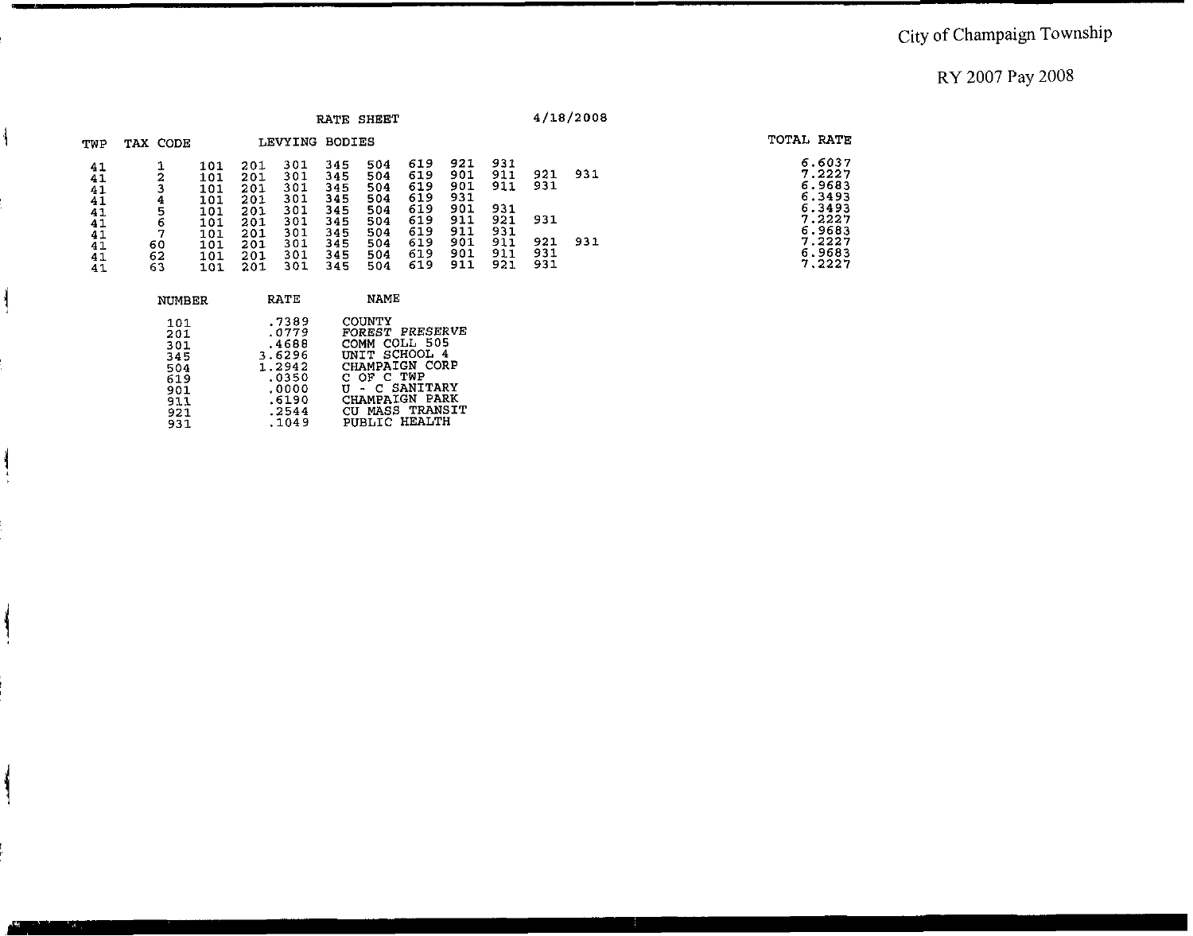City of Champaign Township

RY 2007 Pay 2008

RATE SHEET 4/18/2008

| TWP | TAX CODE | LEVYING BODIES | | | | | | | | | | | TOTAL RATE |
|---|---|---|---|---|---|---|---|---|---|---|---|---|---|
| 41 | 1 | 101 | 201 | 301 | 345 | 504 | 619 | 921 | 931 | | | | 6.6037 |
| 41 | 2 | 101 | 201 | 301 | 345 | 504 | 619 | 901 | 911 | 921 | 931 | | 7.2227 |
| 41 | 3 | 101 | 201 | 301 | 345 | 504 | 619 | 901 | 911 | 931 | | | 6.9683 |
| 41 | 4 | 101 | 201 | 301 | 345 | 504 | 619 | 931 | | | | | 6.3493 |
| 41 | 5 | 101 | 201 | 301 | 345 | 504 | 619 | 901 | 931 | | | | 6.3493 |
| 41 | 6 | 101 | 201 | 301 | 345 | 504 | 619 | 911 | 921 | 931 | | | 7.2227 |
| 41 | 7 | 101 | 201 | 301 | 345 | 504 | 619 | 911 | 931 | | | | 6.9683 |
| 41 | 60 | 101 | 201 | 301 | 345 | 504 | 619 | 901 | 911 | 921 | 931 | | 7.2227 |
| 41 | 62 | 101 | 201 | 301 | 345 | 504 | 619 | 901 | 911 | 931 | | | 6.9683 |
| 41 | 63 | 101 | 201 | 301 | 345 | 504 | 619 | 911 | 921 | 931 | | | 7.2227 |

| NUMBER | RATE | NAME |
|---|---|---|
| 101 | .7389 | COUNTY |
| 201 | .0779 | FOREST PRESERVE |
| 301 | .4688 | COMM COLL 505 |
| 345 | 3.6296 | UNIT SCHOOL 4 |
| 504 | 1.2942 | CHAMPAIGN CORP |
| 619 | .0350 | C OF C TWP |
| 901 | .0000 | U - C SANITARY |
| 911 | .6190 | CHAMPAIGN PARK |
| 921 | .2544 | CU MASS TRANSIT |
| 931 | .1049 | PUBLIC HEALTH |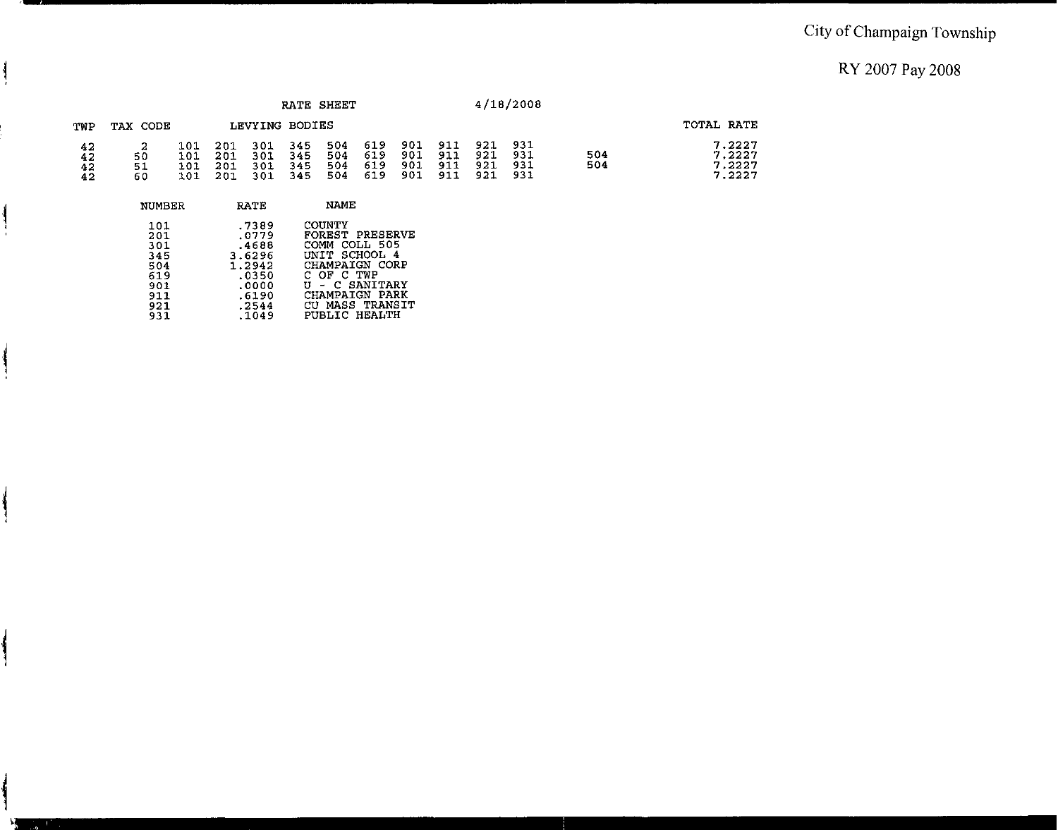City of Champaign Township

RY 2007 Pay 2008

RATE SHEET 4/18/2008

| TWP | TAX CODE | LEVYING BODIES | | | | | | | | | | | TOTAL RATE |
|---|---|---|---|---|---|---|---|---|---|---|---|---|---|
| 42 | 2 | 101 | 201 | 301 | 345 | 504 | 619 | 901 | 911 | 921 | 931 | | 7.2227 |
| 42 | 50 | 101 | 201 | 301 | 345 | 504 | 619 | 901 | 911 | 921 | 931 | 504 | 7.2227 |
| 42 | 51 | 101 | 201 | 301 | 345 | 504 | 619 | 901 | 911 | 921 | 931 | 504 | 7.2227 |
| 42 | 60 | 101 | 201 | 301 | 345 | 504 | 619 | 901 | 911 | 921 | 931 | | 7.2227 |

| NUMBER | RATE | NAME |
|---|---|---|
| 101 | .7389 | COUNTY |
| 201 | .0779 | FOREST PRESERVE |
| 301 | .4688 | COMM COLL 505 |
| 345 | 3.6296 | UNIT SCHOOL 4 |
| 504 | 1.2942 | CHAMPAIGN CORP |
| 619 | .0350 | C OF C TWP |
| 901 | .0000 | U - C SANITARY |
| 911 | .6190 | CHAMPAIGN PARK |
| 921 | .2544 | CU MASS TRANSIT |
| 931 | .1049 | PUBLIC HEALTH |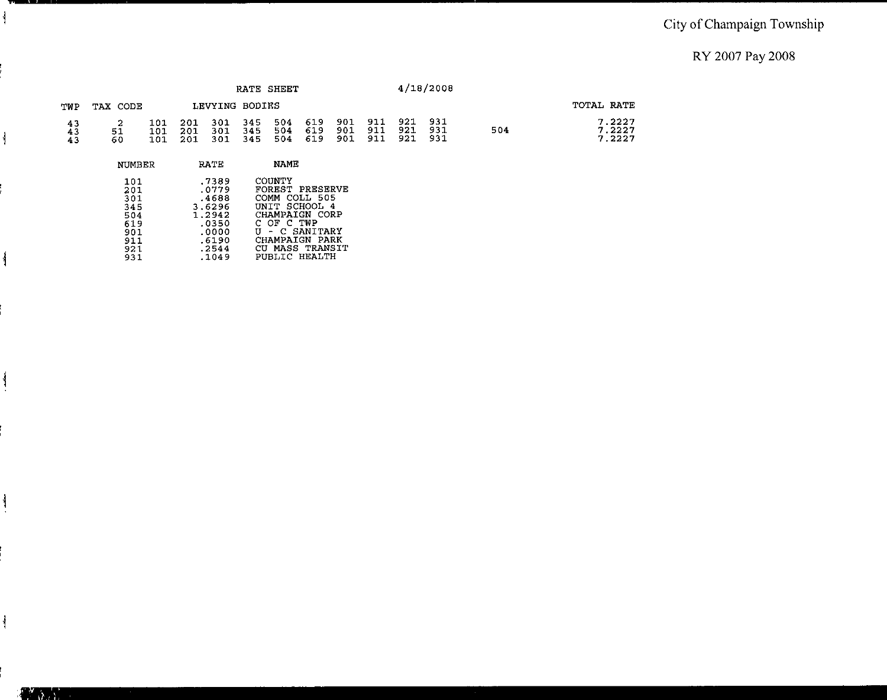City of Champaign Township

RY 2007 Pay 2008

RATE SHEET 4/18/2008

| TWP | TAX CODE | LEVYING BODIES | | | | | | | | | | | TOTAL RATE |
|---|---|---|---|---|---|---|---|---|---|---|---|---|---|
| 43 | 2 | 101 | 201 | 301 | 345 | 504 | 619 | 901 | 911 | 921 | 931 | | 7.2227 |
| 43 | 51 | 101 | 201 | 301 | 345 | 504 | 619 | 901 | 911 | 921 | 931 | 504 | 7.2227 |
| 43 | 60 | 101 | 201 | 301 | 345 | 504 | 619 | 901 | 911 | 921 | 931 | | 7.2227 |

| NUMBER | RATE | NAME |
|---|---|---|
| 101 | .7389 | COUNTY |
| 201 | .0779 | FOREST PRESERVE |
| 301 | .4688 | COMM COLL 505 |
| 345 | 3.6296 | UNIT SCHOOL 4 |
| 504 | 1.2942 | CHAMPAIGN CORP |
| 619 | .0350 | C OF C TWP |
| 901 | .0000 | U - C SANITARY |
| 911 | .6190 | CHAMPAIGN PARK |
| 921 | .2544 | CU MASS TRANSIT |
| 931 | .1049 | PUBLIC HEALTH |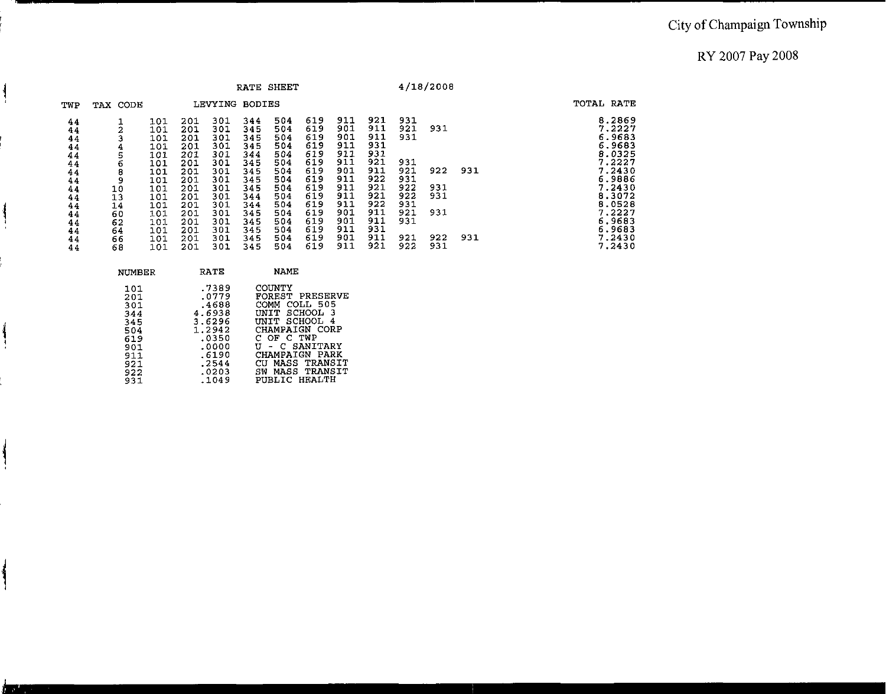City of Champaign Township

RY 2007 Pay 2008

RATE SHEET 4/18/2008

| TWP | TAX CODE | LEVYING BODIES | | | | | | | | | | | TOTAL RATE |
|---|---|---|---|---|---|---|---|---|---|---|---|---|---|
| 44 | 1 | 101 | 201 | 301 | 344 | 504 | 619 | 911 | 921 | 931 | | | 8.2869 |
| 44 | 2 | 101 | 201 | 301 | 345 | 504 | 619 | 901 | 911 | 921 | 931 | | 7.2227 |
| 44 | 3 | 101 | 201 | 301 | 345 | 504 | 619 | 901 | 911 | 931 | | | 6.9683 |
| 44 | 4 | 101 | 201 | 301 | 345 | 504 | 619 | 911 | 931 | | | | 6.9683 |
| 44 | 5 | 101 | 201 | 301 | 344 | 504 | 619 | 911 | 931 | | | | 8.0325 |
| 44 | 6 | 101 | 201 | 301 | 345 | 504 | 619 | 911 | 921 | 931 | | | 7.2227 |
| 44 | 8 | 101 | 201 | 301 | 345 | 504 | 619 | 901 | 911 | 921 | 922 | 931 | 7.2430 |
| 44 | 9 | 101 | 201 | 301 | 345 | 504 | 619 | 911 | 922 | 931 | | | 6.9886 |
| 44 | 10 | 101 | 201 | 301 | 345 | 504 | 619 | 911 | 921 | 922 | 931 | | 7.2430 |
| 44 | 13 | 101 | 201 | 301 | 344 | 504 | 619 | 911 | 921 | 922 | 931 | | 8.3072 |
| 44 | 14 | 101 | 201 | 301 | 344 | 504 | 619 | 911 | 922 | 931 | | | 8.0528 |
| 44 | 60 | 101 | 201 | 301 | 345 | 504 | 619 | 901 | 911 | 921 | 931 | | 7.2227 |
| 44 | 62 | 101 | 201 | 301 | 345 | 504 | 619 | 901 | 911 | 931 | | | 6.9683 |
| 44 | 64 | 101 | 201 | 301 | 345 | 504 | 619 | 911 | 931 | | | | 6.9683 |
| 44 | 66 | 101 | 201 | 301 | 345 | 504 | 619 | 901 | 911 | 921 | 922 | 931 | 7.2430 |
| 44 | 68 | 101 | 201 | 301 | 345 | 504 | 619 | 911 | 921 | 922 | 931 | | 7.2430 |

| NUMBER | RATE | NAME |
|---|---|---|
| 101 | .7389 | COUNTY |
| 201 | .0779 | FOREST PRESERVE |
| 301 | .4688 | COMM COLL 505 |
| 344 | 4.6938 | UNIT SCHOOL 3 |
| 345 | 3.6296 | UNIT SCHOOL 4 |
| 504 | 1.2942 | CHAMPAIGN CORP |
| 619 | .0350 | C OF C TWP |
| 901 | .0000 | U - C SANITARY |
| 911 | .6190 | CHAMPAIGN PARK |
| 921 | .2544 | CU MASS TRANSIT |
| 922 | .0203 | SW MASS TRANSIT |
| 931 | .1049 | PUBLIC HEALTH |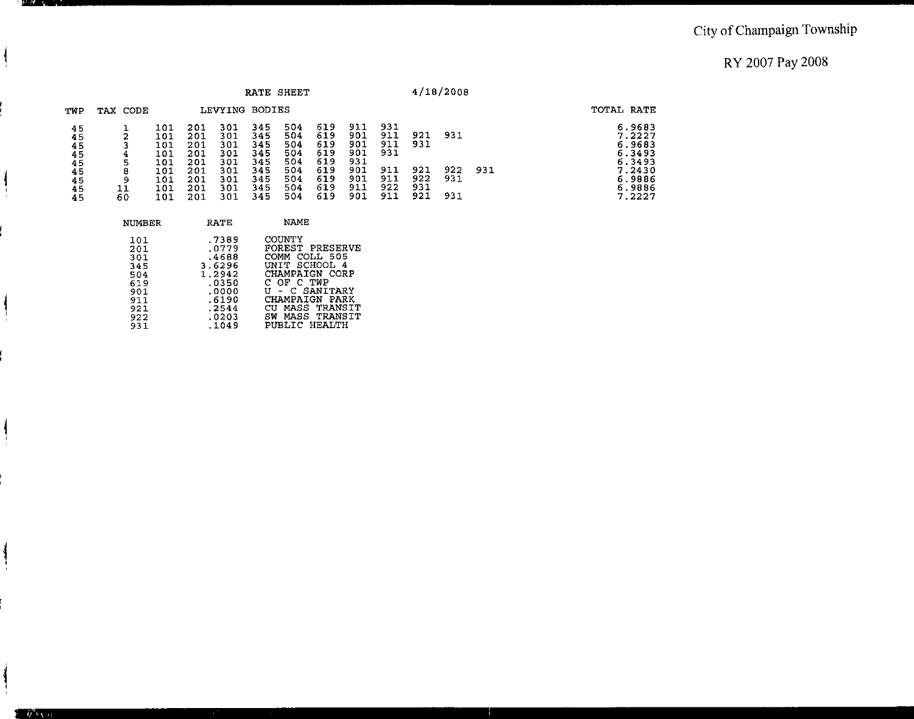City of Champaign Township

RY 2007 Pay 2008

RATE SHEET 4/18/2008

| TWP | TAX CODE | LEVYING BODIES | | | | | | | | | | | | TOTAL RATE |
|---|---|---|---|---|---|---|---|---|---|---|---|---|---|---|
| 45 | 1 | 101 | 201 | 301 | 345 | 504 | 619 | 911 | 931 | | | | | 6.9683 |
| 45 | 2 | 101 | 201 | 301 | 345 | 504 | 619 | 901 | 911 | 921 | 931 | | | 7.2227 |
| 45 | 3 | 101 | 201 | 301 | 345 | 504 | 619 | 901 | 911 | 931 | | | | 6.9683 |
| 45 | 4 | 101 | 201 | 301 | 345 | 504 | 619 | 901 | 931 | | | | | 6.3493 |
| 45 | 5 | 101 | 201 | 301 | 345 | 504 | 619 | 931 | | | | | | 6.3493 |
| 45 | 8 | 101 | 201 | 301 | 345 | 504 | 619 | 901 | 911 | 921 | 922 | 931 | | 7.2430 |
| 45 | 9 | 101 | 201 | 301 | 345 | 504 | 619 | 901 | 911 | 922 | 931 | | | 6.9886 |
| 45 | 11 | 101 | 201 | 301 | 345 | 504 | 619 | 911 | 922 | 931 | | | | 6.9886 |
| 45 | 60 | 101 | 201 | 301 | 345 | 504 | 619 | 901 | 911 | 921 | 931 | | | 7.2227 |

| NUMBER | RATE | NAME |
|---|---|---|
| 101 | .7389 | COUNTY |
| 201 | .0779 | FOREST PRESERVE |
| 301 | .4688 | COMM COLL 505 |
| 345 | 3.6296 | UNIT SCHOOL 4 |
| 504 | 1.2942 | CHAMPAIGN CORP |
| 619 | .0350 | C OF C TWP |
| 901 | .0000 | U - C SANITARY |
| 911 | .6190 | CHAMPAIGN PARK |
| 921 | .2544 | CU MASS TRANSIT |
| 922 | .0203 | SW MASS TRANSIT |
| 931 | .1049 | PUBLIC HEALTH |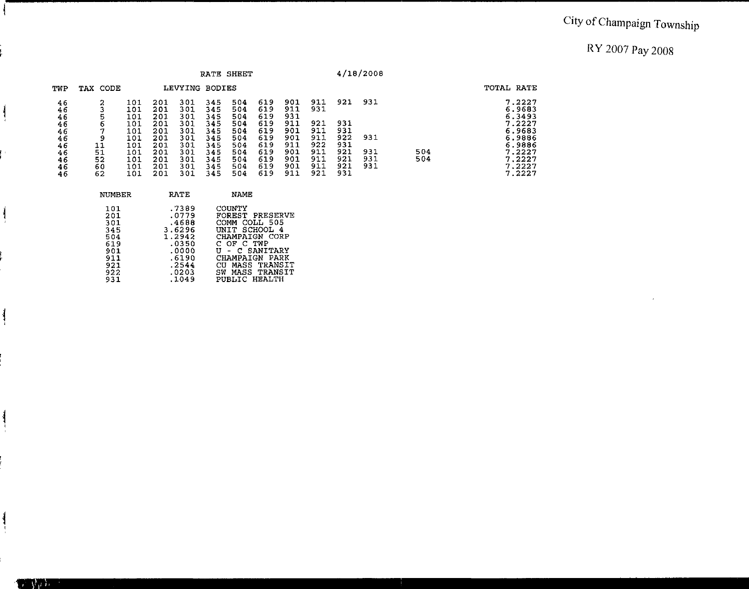City of Champaign Township

RY 2007 Pay 2008

RATE SHEET 4/18/2008

| TWP | TAX CODE | LEVYING BODIES | | | | | | | | | | | TOTAL RATE |
|---|---|---|---|---|---|---|---|---|---|---|---|---|---|
| 46 | 2 | 101 | 201 | 301 | 345 | 504 | 619 | 901 | 911 | 921 | 931 | | 7.2227 |
| 46 | 3 | 101 | 201 | 301 | 345 | 504 | 619 | 911 | 931 | | | | 6.9683 |
| 46 | 5 | 101 | 201 | 301 | 345 | 504 | 619 | 931 | | | | | 6.3493 |
| 46 | 6 | 101 | 201 | 301 | 345 | 504 | 619 | 911 | 921 | 931 | | | 7.2227 |
| 46 | 7 | 101 | 201 | 301 | 345 | 504 | 619 | 901 | 911 | 931 | | | 6.9683 |
| 46 | 9 | 101 | 201 | 301 | 345 | 504 | 619 | 901 | 911 | 922 | 931 | | 6.9886 |
| 46 | 11 | 101 | 201 | 301 | 345 | 504 | 619 | 911 | 922 | 931 | | | 6.9886 |
| 46 | 51 | 101 | 201 | 301 | 345 | 504 | 619 | 901 | 911 | 921 | 931 | 504 | 7.2227 |
| 46 | 52 | 101 | 201 | 301 | 345 | 504 | 619 | 901 | 911 | 921 | 931 | 504 | 7.2227 |
| 46 | 60 | 101 | 201 | 301 | 345 | 504 | 619 | 901 | 911 | 921 | 931 | | 7.2227 |
| 46 | 62 | 101 | 201 | 301 | 345 | 504 | 619 | 911 | 921 | 931 | | | 7.2227 |

| NUMBER | RATE | NAME |
|---|---|---|
| 101 | .7389 | COUNTY |
| 201 | .0779 | FOREST PRESERVE |
| 301 | .4688 | COMM COLL 505 |
| 345 | 3.6296 | UNIT SCHOOL 4 |
| 504 | 1.2942 | CHAMPAIGN CORP |
| 619 | .0350 | C OF C TWP |
| 901 | .0000 | U - C SANITARY |
| 911 | .6190 | CHAMPAIGN PARK |
| 921 | .2544 | CU MASS TRANSIT |
| 922 | .0203 | SW MASS TRANSIT |
| 931 | .1049 | PUBLIC HEALTH |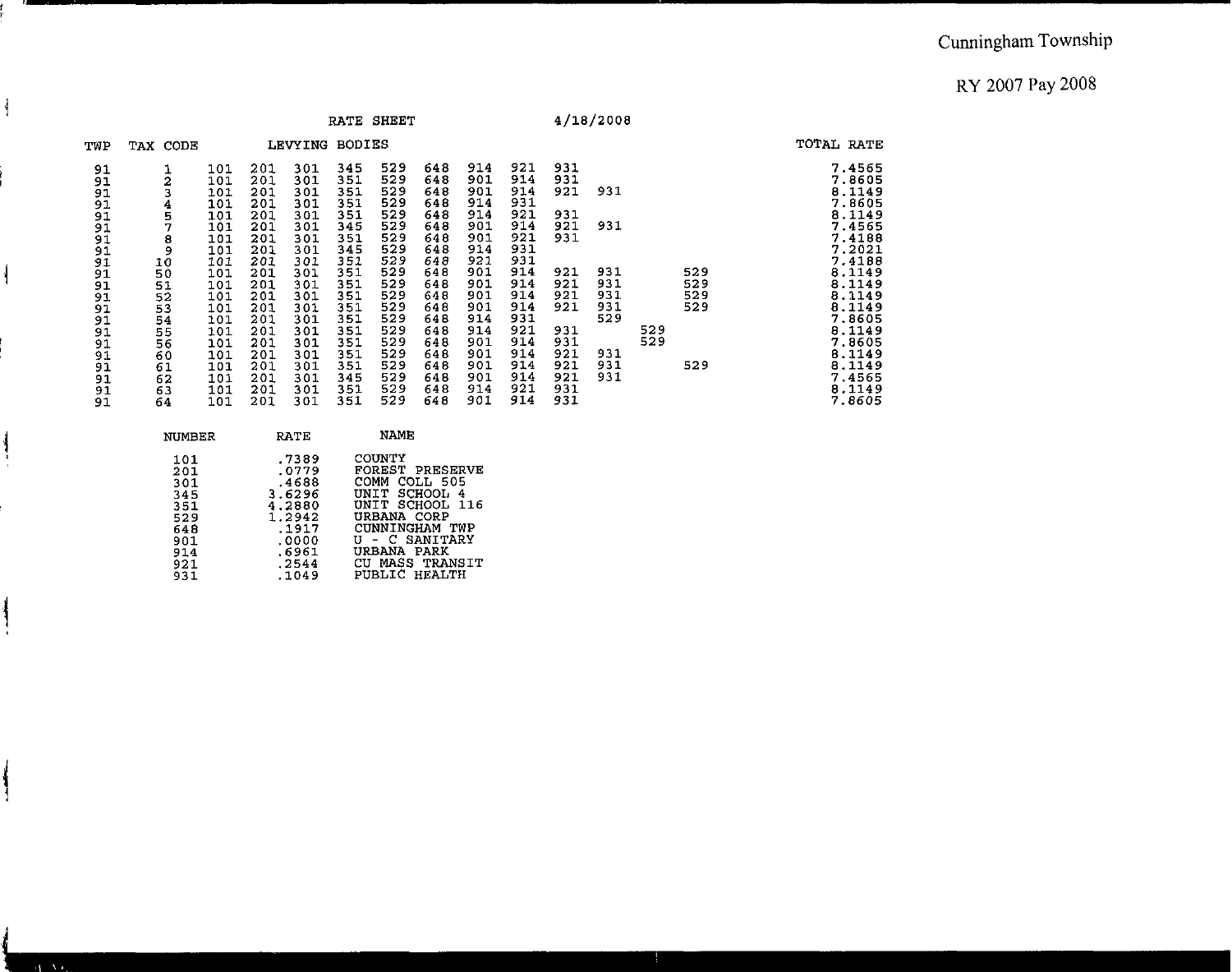Cunningham Township

RY 2007 Pay 2008

RATE SHEET 4/18/2008

| TWP | TAX CODE | LEVYING BODIES | | | | | | | | | | | | TOTAL RATE |
|---|---|---|---|---|---|---|---|---|---|---|---|---|---|---|
| 91 | 1 | 101 | 201 | 301 | 345 | 529 | 648 | 914 | 921 | 931 | | | | 7.4565 |
| 91 | 2 | 101 | 201 | 301 | 351 | 529 | 648 | 901 | 914 | 931 | | | | 7.8605 |
| 91 | 3 | 101 | 201 | 301 | 351 | 529 | 648 | 901 | 914 | 921 | 931 | | | 8.1149 |
| 91 | 4 | 101 | 201 | 301 | 351 | 529 | 648 | 914 | 931 | | | | | 7.8605 |
| 91 | 5 | 101 | 201 | 301 | 351 | 529 | 648 | 914 | 921 | 931 | | | | 8.1149 |
| 91 | 7 | 101 | 201 | 301 | 345 | 529 | 648 | 901 | 914 | 921 | 931 | | | 7.4565 |
| 91 | 8 | 101 | 201 | 301 | 351 | 529 | 648 | 901 | 921 | 931 | | | | 7.4188 |
| 91 | 9 | 101 | 201 | 301 | 345 | 529 | 648 | 914 | 931 | | | | | 7.2021 |
| 91 | 10 | 101 | 201 | 301 | 351 | 529 | 648 | 921 | 931 | | | | | 7.4188 |
| 91 | 50 | 101 | 201 | 301 | 351 | 529 | 648 | 901 | 914 | 921 | 931 | | 529 | 8.1149 |
| 91 | 51 | 101 | 201 | 301 | 351 | 529 | 648 | 901 | 914 | 921 | 931 | | 529 | 8.1149 |
| 91 | 52 | 101 | 201 | 301 | 351 | 529 | 648 | 901 | 914 | 921 | 931 | | 529 | 8.1149 |
| 91 | 53 | 101 | 201 | 301 | 351 | 529 | 648 | 901 | 914 | 921 | 931 | | 529 | 8.1149 |
| 91 | 54 | 101 | 201 | 301 | 351 | 529 | 648 | 914 | 931 | | 529 | | | 7.8605 |
| 91 | 55 | 101 | 201 | 301 | 351 | 529 | 648 | 914 | 921 | 931 | | 529 | | 8.1149 |
| 91 | 56 | 101 | 201 | 301 | 351 | 529 | 648 | 901 | 914 | 931 | | 529 | | 7.8605 |
| 91 | 60 | 101 | 201 | 301 | 351 | 529 | 648 | 901 | 914 | 921 | 931 | | | 8.1149 |
| 91 | 61 | 101 | 201 | 301 | 351 | 529 | 648 | 901 | 914 | 921 | 931 | | 529 | 8.1149 |
| 91 | 62 | 101 | 201 | 301 | 345 | 529 | 648 | 901 | 914 | 921 | 931 | | | 7.4565 |
| 91 | 63 | 101 | 201 | 301 | 351 | 529 | 648 | 914 | 921 | 931 | | | | 8.1149 |
| 91 | 64 | 101 | 201 | 301 | 351 | 529 | 648 | 901 | 914 | 931 | | | | 7.8605 |

| NUMBER | RATE | NAME |
|---|---|---|
| 101 | .7389 | COUNTY |
| 201 | .0779 | FOREST PRESERVE |
| 301 | .4688 | COMM COLL 505 |
| 345 | 3.6296 | UNIT SCHOOL 4 |
| 351 | 4.2880 | UNIT SCHOOL 116 |
| 529 | 1.2942 | URBANA CORP |
| 648 | .1917 | CUNNINGHAM TWP |
| 901 | .0000 | U - C SANITARY |
| 914 | .6961 | URBANA PARK |
| 921 | .2544 | CU MASS TRANSIT |
| 931 | .1049 | PUBLIC HEALTH |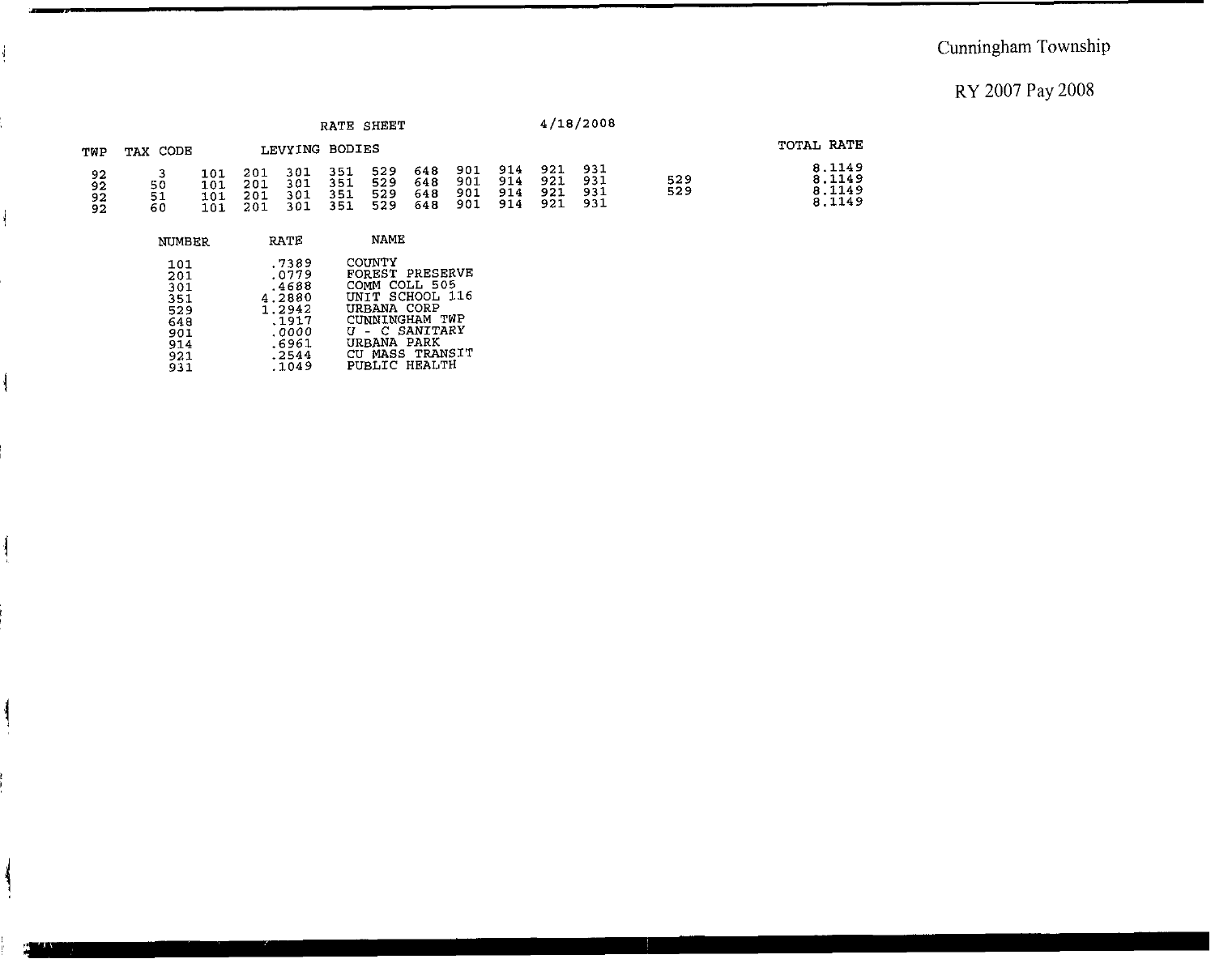Cunningham Township

RY 2007 Pay 2008

RATE SHEET 4/18/2008

| TWP | TAX CODE | LEVYING BODIES | | | | | | | | | | | TOTAL RATE |
|---|---|---|---|---|---|---|---|---|---|---|---|---|---|
| 92 | 3 | 101 | 201 | 301 | 351 | 529 | 648 | 901 | 914 | 921 | 931 | | 8.1149 |
| 92 | 50 | 101 | 201 | 301 | 351 | 529 | 648 | 901 | 914 | 921 | 931 | 529 | 8.1149 |
| 92 | 51 | 101 | 201 | 301 | 351 | 529 | 648 | 901 | 914 | 921 | 931 | 529 | 8.1149 |
| 92 | 60 | 101 | 201 | 301 | 351 | 529 | 648 | 901 | 914 | 921 | 931 | | 8.1149 |

| NUMBER | RATE | NAME |
|---|---|---|
| 101 | .7389 | COUNTY |
| 201 | .0779 | FOREST PRESERVE |
| 301 | .4688 | COMM COLL 505 |
| 351 | 4.2880 | UNIT SCHOOL 116 |
| 529 | 1.2942 | URBANA CORP |
| 648 | .1917 | CUNNINGHAM TWP |
| 901 | .0000 | U - C SANITARY |
| 914 | .6961 | URBANA PARK |
| 921 | .2544 | CU MASS TRANSIT |
| 931 | .1049 | PUBLIC HEALTH |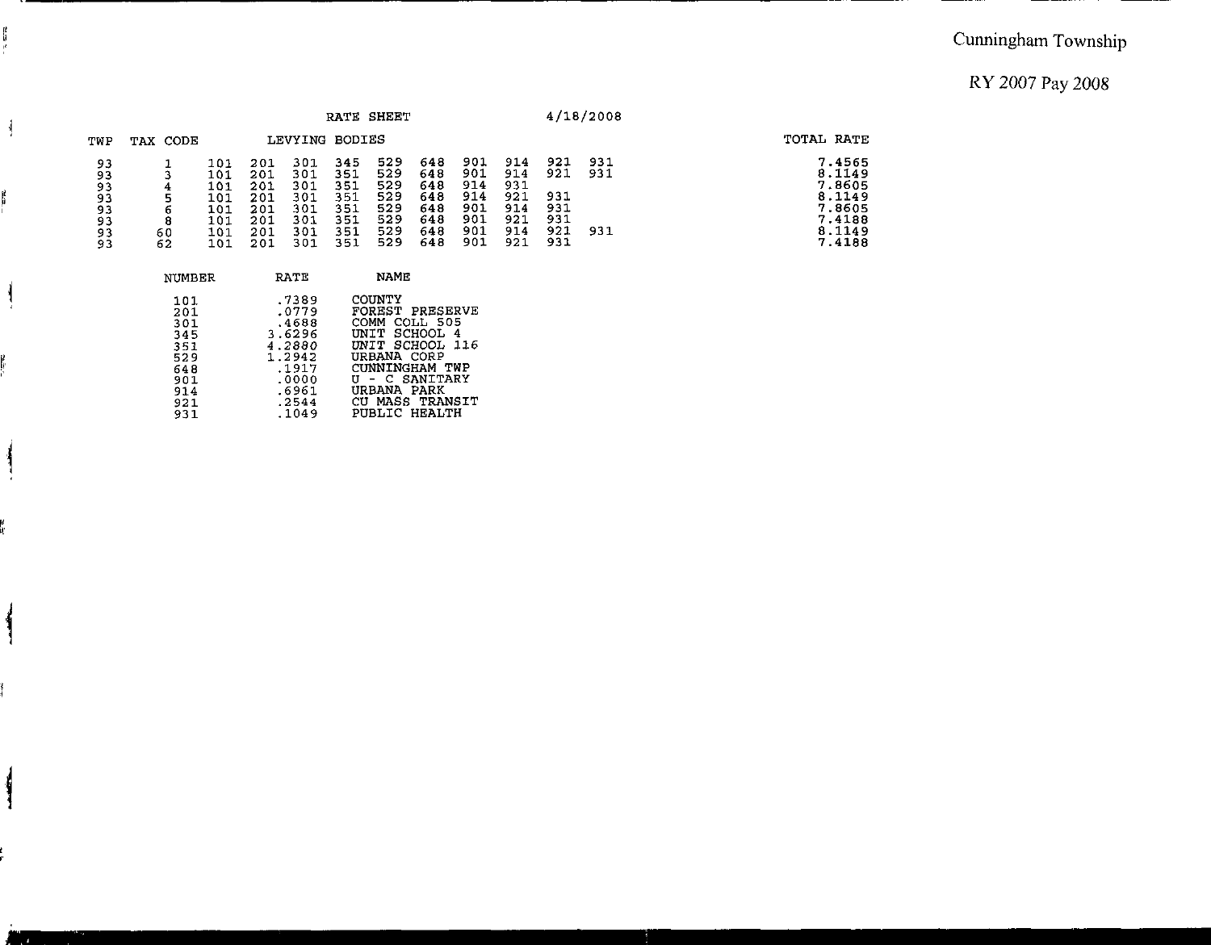Cunningham Township

RY 2007 Pay 2008

RATE SHEET 4/18/2008

| TWP | TAX CODE | LEVYING BODIES | | | | | | | | | | | TOTAL RATE |
|---|---|---|---|---|---|---|---|---|---|---|---|---|---|
| 93 | 1 | 101 | 201 | 301 | 345 | 529 | 648 | 901 | 914 | 921 | 931 | | 7.4565 |
| 93 | 3 | 101 | 201 | 301 | 351 | 529 | 648 | 901 | 914 | 921 | 931 | | 8.1149 |
| 93 | 4 | 101 | 201 | 301 | 351 | 529 | 648 | 914 | 931 | | | | 7.8605 |
| 93 | 5 | 101 | 201 | 301 | 351 | 529 | 648 | 914 | 921 | 931 | | | 8.1149 |
| 93 | 6 | 101 | 201 | 301 | 351 | 529 | 648 | 901 | 914 | 931 | | | 7.8605 |
| 93 | 8 | 101 | 201 | 301 | 351 | 529 | 648 | 901 | 921 | 931 | | | 7.4188 |
| 93 | 60 | 101 | 201 | 301 | 351 | 529 | 648 | 901 | 914 | 921 | 931 | | 8.1149 |
| 93 | 62 | 101 | 201 | 301 | 351 | 529 | 648 | 901 | 921 | 931 | | | 7.4188 |

| NUMBER | RATE | NAME |
|---|---|---|
| 101 | .7389 | COUNTY |
| 201 | .0779 | FOREST PRESERVE |
| 301 | .4688 | COMM COLL 505 |
| 345 | 3.6296 | UNIT SCHOOL 4 |
| 351 | 4.2880 | UNIT SCHOOL 116 |
| 529 | 1.2942 | URBANA CORP |
| 648 | .1917 | CUNNINGHAM TWP |
| 901 | .0000 | U - C SANITARY |
| 914 | .6961 | URBANA PARK |
| 921 | .2544 | CU MASS TRANSIT |
| 931 | .1049 | PUBLIC HEALTH |